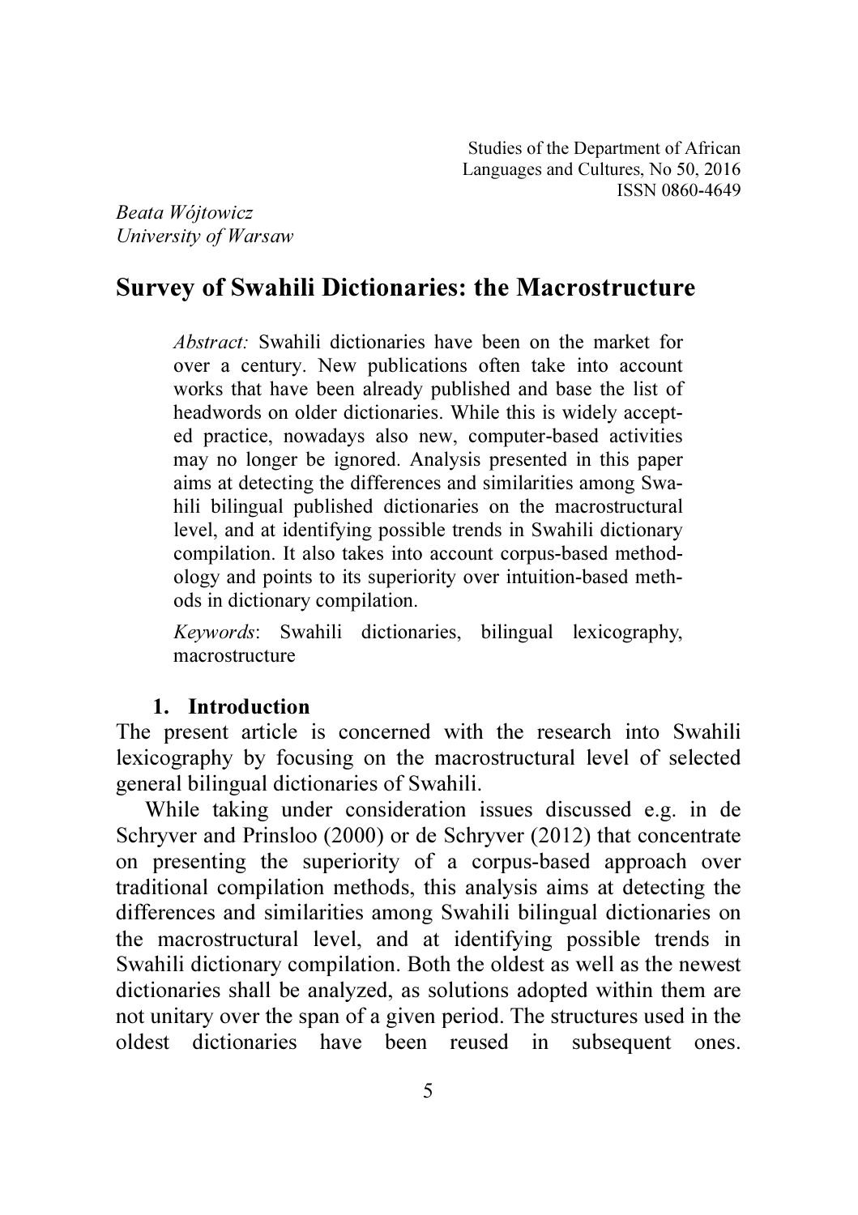Beata Wójtowicz
University of Warsaw

# Survey of Swahili Dictionaries: the Macrostructure

> *Abstract:* Swahili dictionaries have been on the market for over a century. New publications often take into account works that have been already published and base the list of headwords on older dictionaries. While this is widely accepted practice, nowadays also new, computer-based activities may no longer be ignored. Analysis presented in this paper aims at detecting the differences and similarities among Swahili bilingual published dictionaries on the macrostructural level, and at identifying possible trends in Swahili dictionary compilation. It also takes into account corpus-based methodology and points to its superiority over intuition-based methods in dictionary compilation.
>
> *Keywords*: Swahili dictionaries, bilingual lexicography, macrostructure

## 1. Introduction

The present article is concerned with the research into Swahili lexicography by focusing on the macrostructural level of selected general bilingual dictionaries of Swahili.

While taking under consideration issues discussed e.g. in de Schryver and Prinsloo (2000) or de Schryver (2012) that concentrate on presenting the superiority of a corpus-based approach over traditional compilation methods, this analysis aims at detecting the differences and similarities among Swahili bilingual dictionaries on the macrostructural level, and at identifying possible trends in Swahili dictionary compilation. Both the oldest as well as the newest dictionaries shall be analyzed, as solutions adopted within them are not unitary over the span of a given period. The structures used in the oldest dictionaries have been reused in subsequent ones.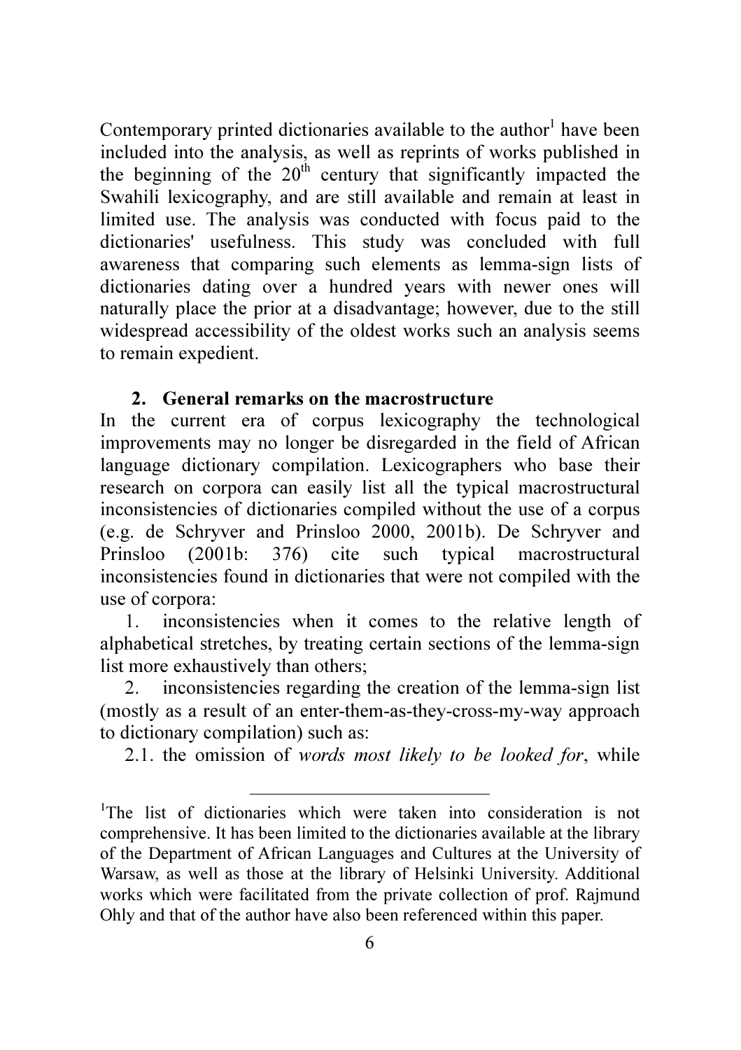Contemporary printed dictionaries available to the author[1] have been included into the analysis, as well as reprints of works published in the beginning of the $20^{th}$ century that significantly impacted the Swahili lexicography, and are still available and remain at least in limited use. The analysis was conducted with focus paid to the dictionaries' usefulness. This study was concluded with full awareness that comparing such elements as lemma-sign lists of dictionaries dating over a hundred years with newer ones will naturally place the prior at a disadvantage; however, due to the still widespread accessibility of the oldest works such an analysis seems to remain expedient.

## 2. General remarks on the macrostructure

In the current era of corpus lexicography the technological improvements may no longer be disregarded in the field of African language dictionary compilation. Lexicographers who base their research on corpora can easily list all the typical macrostructural inconsistencies of dictionaries compiled without the use of a corpus (e.g. de Schryver and Prinsloo 2000, 2001b). De Schryver and Prinsloo (2001b: 376) cite such typical macrostructural inconsistencies found in dictionaries that were not compiled with the use of corpora:

1. inconsistencies when it comes to the relative length of alphabetical stretches, by treating certain sections of the lemma-sign list more exhaustively than others;
2. inconsistencies regarding the creation of the lemma-sign list (mostly as a result of an enter-them-as-they-cross-my-way approach to dictionary compilation) such as:

2.1. the omission of *words most likely to be looked for*, while

[1]The list of dictionaries which were taken into consideration is not comprehensive. It has been limited to the dictionaries available at the library of the Department of African Languages and Cultures at the University of Warsaw, as well as those at the library of Helsinki University. Additional works which were facilitated from the private collection of prof. Rajmund Ohly and that of the author have also been referenced within this paper.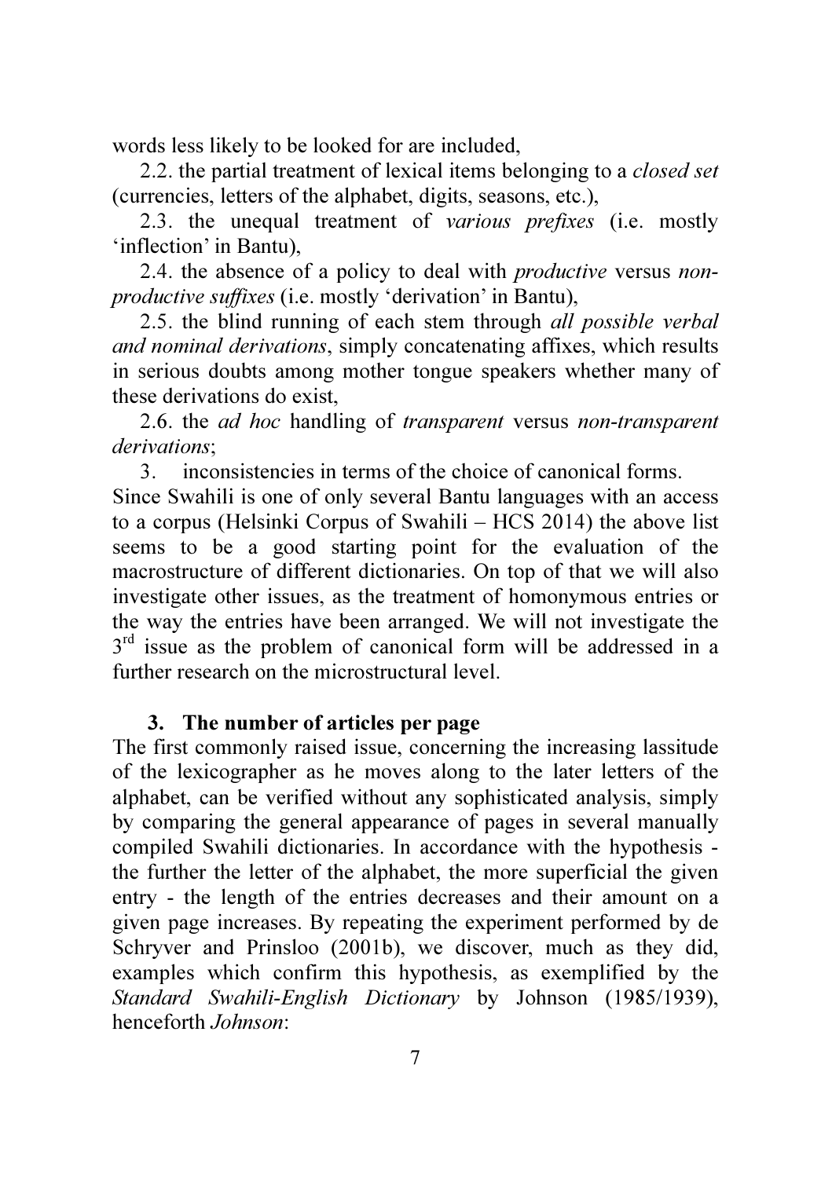words less likely to be looked for are included,

2.2. the partial treatment of lexical items belonging to a *closed set* (currencies, letters of the alphabet, digits, seasons, etc.),

2.3. the unequal treatment of *various prefixes* (i.e. mostly 'inflection' in Bantu),

2.4. the absence of a policy to deal with *productive* versus *non-productive suffixes* (i.e. mostly 'derivation' in Bantu),

2.5. the blind running of each stem through *all possible verbal and nominal derivations*, simply concatenating affixes, which results in serious doubts among mother tongue speakers whether many of these derivations do exist,

2.6. the *ad hoc* handling of *transparent* versus *non-transparent derivations*;

3. inconsistencies in terms of the choice of canonical forms.

Since Swahili is one of only several Bantu languages with an access to a corpus (Helsinki Corpus of Swahili – HCS 2014) the above list seems to be a good starting point for the evaluation of the macrostructure of different dictionaries. On top of that we will also investigate other issues, as the treatment of homonymous entries or the way the entries have been arranged. We will not investigate the 3rd issue as the problem of canonical form will be addressed in a further research on the microstructural level.

## 3. The number of articles per page

The first commonly raised issue, concerning the increasing lassitude of the lexicographer as he moves along to the later letters of the alphabet, can be verified without any sophisticated analysis, simply by comparing the general appearance of pages in several manually compiled Swahili dictionaries. In accordance with the hypothesis - the further the letter of the alphabet, the more superficial the given entry - the length of the entries decreases and their amount on a given page increases. By repeating the experiment performed by de Schryver and Prinsloo (2001b), we discover, much as they did, examples which confirm this hypothesis, as exemplified by the *Standard Swahili-English Dictionary* by Johnson (1985/1939), henceforth *Johnson*: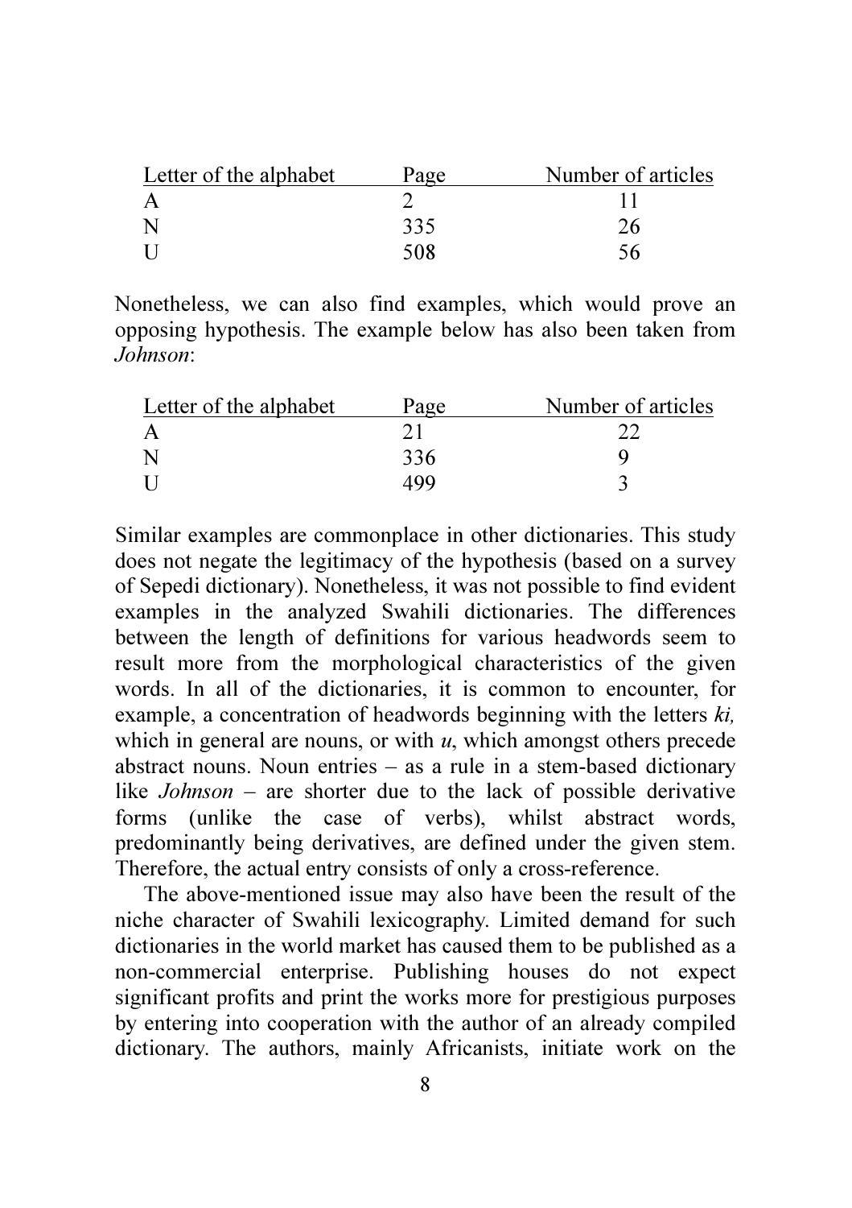| Letter of the alphabet | Page | Number of articles |
|---|---|---|
| A | 2 | 11 |
| N | 335 | 26 |
| U | 508 | 56 |

Nonetheless, we can also find examples, which would prove an opposing hypothesis. The example below has also been taken from *Johnson*:

| Letter of the alphabet | Page | Number of articles |
|---|---|---|
| A | 21 | 22 |
| N | 336 | 9 |
| U | 499 | 3 |

Similar examples are commonplace in other dictionaries. This study does not negate the legitimacy of the hypothesis (based on a survey of Sepedi dictionary). Nonetheless, it was not possible to find evident examples in the analyzed Swahili dictionaries. The differences between the length of definitions for various headwords seem to result more from the morphological characteristics of the given words. In all of the dictionaries, it is common to encounter, for example, a concentration of headwords beginning with the letters *ki,* which in general are nouns, or with *u*, which amongst others precede abstract nouns. Noun entries – as a rule in a stem-based dictionary like *Johnson* – are shorter due to the lack of possible derivative forms (unlike the case of verbs), whilst abstract words, predominantly being derivatives, are defined under the given stem. Therefore, the actual entry consists of only a cross-reference.

The above-mentioned issue may also have been the result of the niche character of Swahili lexicography. Limited demand for such dictionaries in the world market has caused them to be published as a non-commercial enterprise. Publishing houses do not expect significant profits and print the works more for prestigious purposes by entering into cooperation with the author of an already compiled dictionary. The authors, mainly Africanists, initiate work on the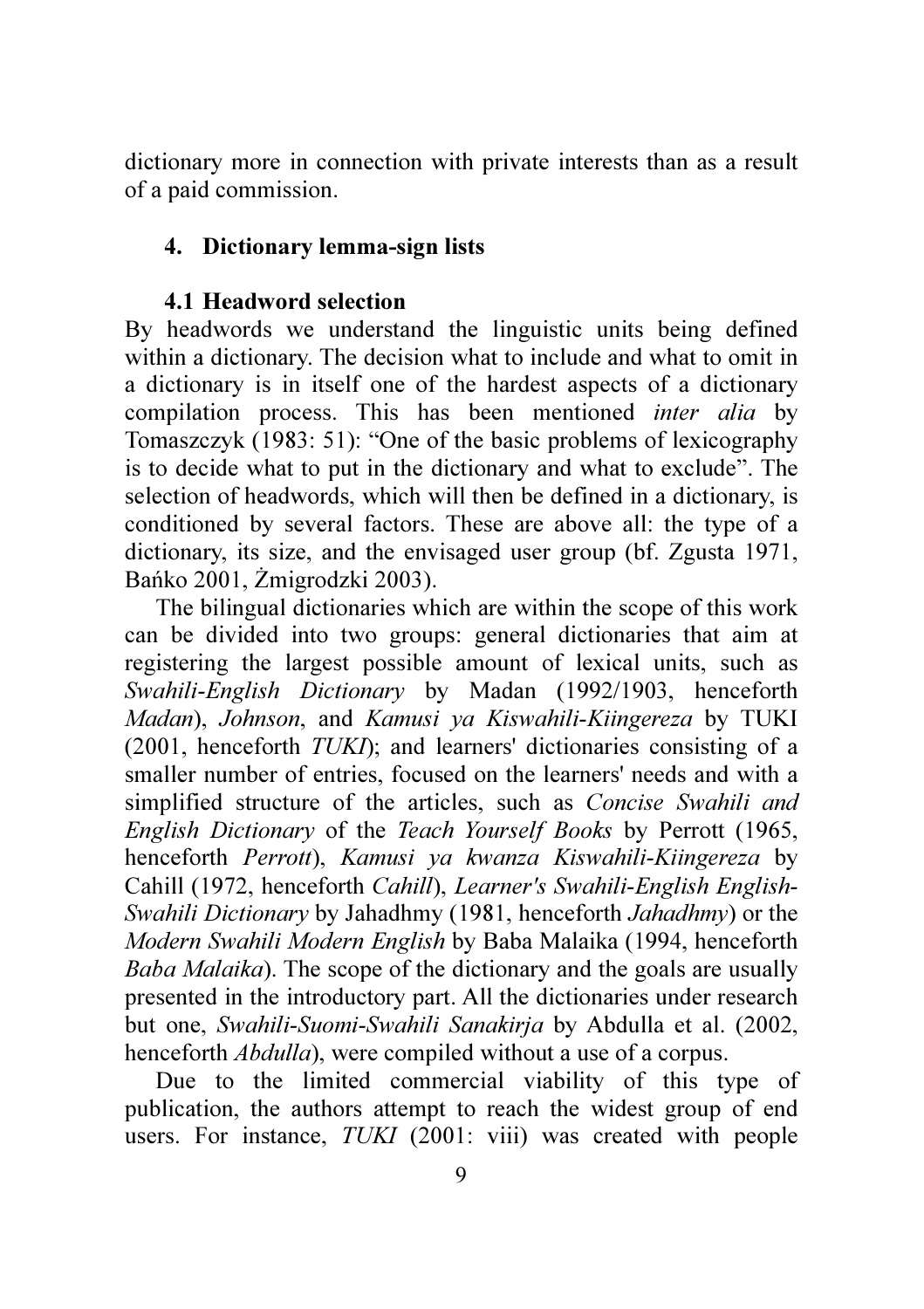dictionary more in connection with private interests than as a result of a paid commission.

## 4. Dictionary lemma-sign lists

### 4.1 Headword selection

By headwords we understand the linguistic units being defined within a dictionary. The decision what to include and what to omit in a dictionary is in itself one of the hardest aspects of a dictionary compilation process. This has been mentioned *inter alia* by Tomaszczyk (1983: 51): "One of the basic problems of lexicography is to decide what to put in the dictionary and what to exclude". The selection of headwords, which will then be defined in a dictionary, is conditioned by several factors. These are above all: the type of a dictionary, its size, and the envisaged user group (bf. Zgusta 1971, Bańko 2001, Żmigrodzki 2003).

The bilingual dictionaries which are within the scope of this work can be divided into two groups: general dictionaries that aim at registering the largest possible amount of lexical units, such as *Swahili-English Dictionary* by Madan (1992/1903, henceforth *Madan*), *Johnson*, and *Kamusi ya Kiswahili-Kiingereza* by TUKI (2001, henceforth *TUKI*); and learners' dictionaries consisting of a smaller number of entries, focused on the learners' needs and with a simplified structure of the articles, such as *Concise Swahili and English Dictionary* of the *Teach Yourself Books* by Perrott (1965, henceforth *Perrott*), *Kamusi ya kwanza Kiswahili-Kiingereza* by Cahill (1972, henceforth *Cahill*), *Learner's Swahili-English English-Swahili Dictionary* by Jahadhmy (1981, henceforth *Jahadhmy*) or the *Modern Swahili Modern English* by Baba Malaika (1994, henceforth *Baba Malaika*). The scope of the dictionary and the goals are usually presented in the introductory part. All the dictionaries under research but one, *Swahili-Suomi-Swahili Sanakirja* by Abdulla et al. (2002, henceforth *Abdulla*), were compiled without a use of a corpus.

Due to the limited commercial viability of this type of publication, the authors attempt to reach the widest group of end users. For instance, *TUKI* (2001: viii) was created with people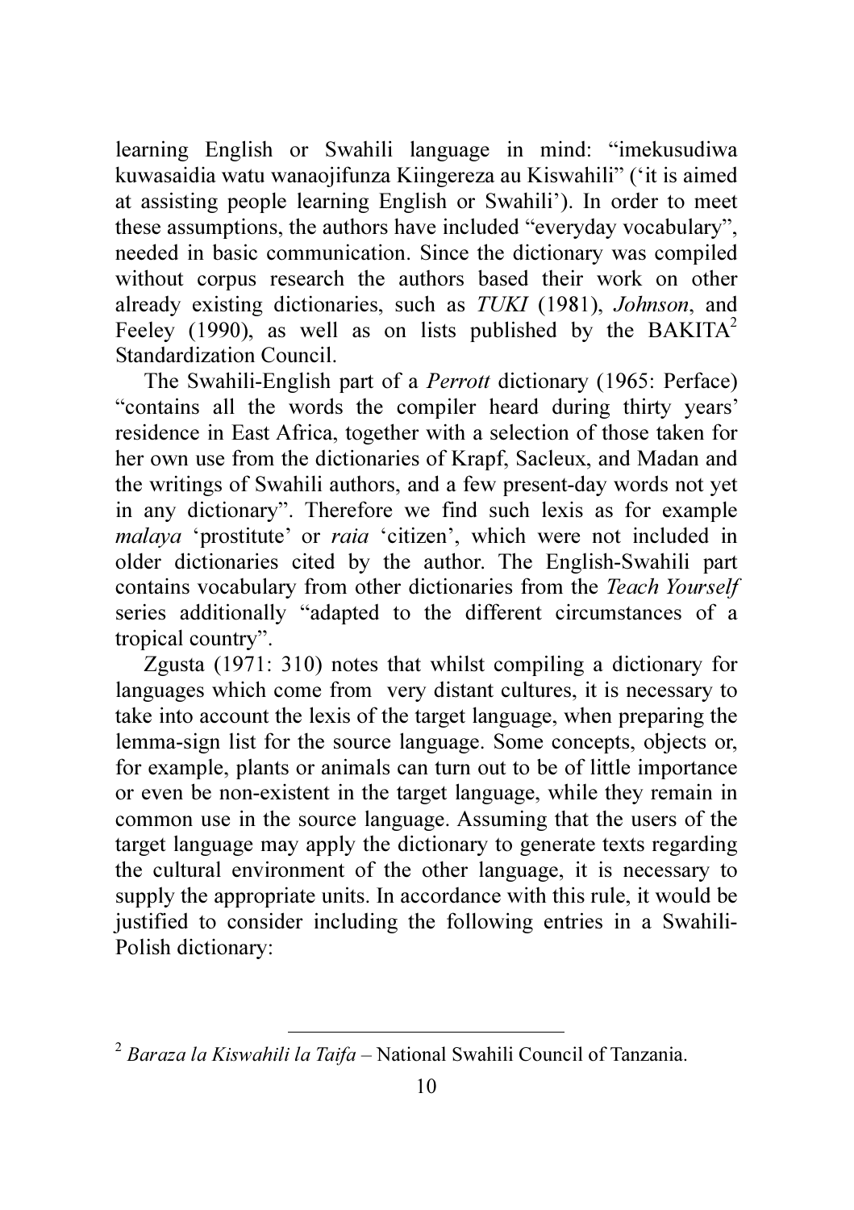learning English or Swahili language in mind: "imekusudiwa kuwasaidia watu wanaojifunza Kiingereza au Kiswahili" ('it is aimed at assisting people learning English or Swahili'). In order to meet these assumptions, the authors have included "everyday vocabulary", needed in basic communication. Since the dictionary was compiled without corpus research the authors based their work on other already existing dictionaries, such as *TUKI* (1981), *Johnson*, and Feeley (1990), as well as on lists published by the BAKITA[2] Standardization Council.

The Swahili-English part of a *Perrott* dictionary (1965: Perface) "contains all the words the compiler heard during thirty years' residence in East Africa, together with a selection of those taken for her own use from the dictionaries of Krapf, Sacleux, and Madan and the writings of Swahili authors, and a few present-day words not yet in any dictionary". Therefore we find such lexis as for example *malaya* 'prostitute' or *raia* 'citizen', which were not included in older dictionaries cited by the author. The English-Swahili part contains vocabulary from other dictionaries from the *Teach Yourself* series additionally "adapted to the different circumstances of a tropical country".

Zgusta (1971: 310) notes that whilst compiling a dictionary for languages which come from very distant cultures, it is necessary to take into account the lexis of the target language, when preparing the lemma-sign list for the source language. Some concepts, objects or, for example, plants or animals can turn out to be of little importance or even be non-existent in the target language, while they remain in common use in the source language. Assuming that the users of the target language may apply the dictionary to generate texts regarding the cultural environment of the other language, it is necessary to supply the appropriate units. In accordance with this rule, it would be justified to consider including the following entries in a Swahili-Polish dictionary:

---

[2] *Baraza la Kiswahili la Taifa* – National Swahili Council of Tanzania.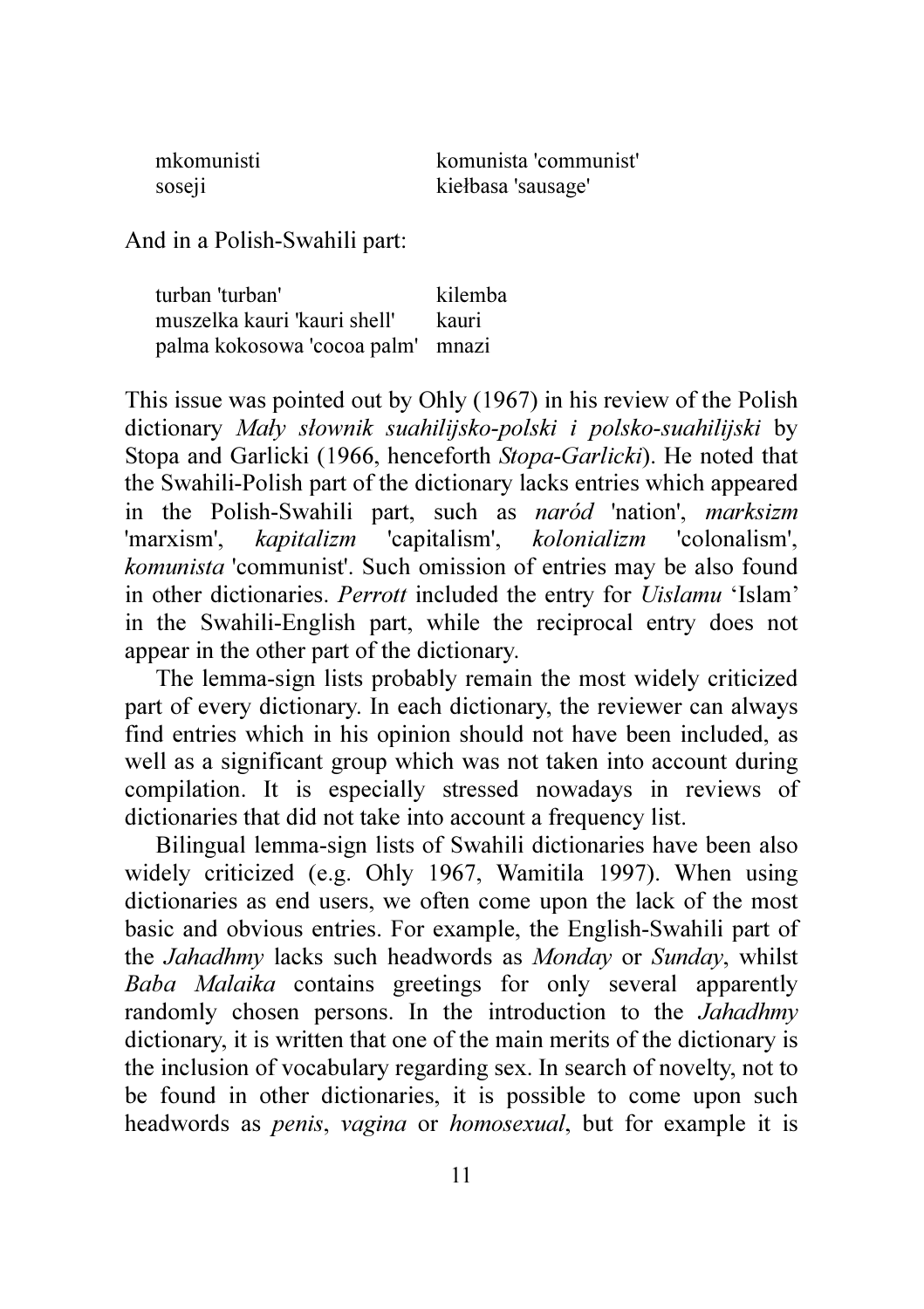| | |
|---|---|
| mkomunisti | komunista 'communist' |
| soseji | kiełbasa 'sausage' |

And in a Polish-Swahili part:

| | |
|---|---|
| turban 'turban' | kilemba |
| muszelka kauri 'kauri shell' | kauri |
| palma kokosowa 'cocoa palm' | mnazi |

This issue was pointed out by Ohly (1967) in his review of the Polish dictionary *Mały słownik suahilijsko-polski i polsko-suahilijski* by Stopa and Garlicki (1966, henceforth *Stopa-Garlicki*). He noted that the Swahili-Polish part of the dictionary lacks entries which appeared in the Polish-Swahili part, such as *naród* 'nation', *marksizm* 'marxism', *kapitalizm* 'capitalism', *kolonializm* 'colonalism', *komunista* 'communist'. Such omission of entries may be also found in other dictionaries. *Perrott* included the entry for *Uislamu* 'Islam' in the Swahili-English part, while the reciprocal entry does not appear in the other part of the dictionary.

The lemma-sign lists probably remain the most widely criticized part of every dictionary. In each dictionary, the reviewer can always find entries which in his opinion should not have been included, as well as a significant group which was not taken into account during compilation. It is especially stressed nowadays in reviews of dictionaries that did not take into account a frequency list.

Bilingual lemma-sign lists of Swahili dictionaries have been also widely criticized (e.g. Ohly 1967, Wamitila 1997). When using dictionaries as end users, we often come upon the lack of the most basic and obvious entries. For example, the English-Swahili part of the *Jahadhmy* lacks such headwords as *Monday* or *Sunday*, whilst *Baba Malaika* contains greetings for only several apparently randomly chosen persons. In the introduction to the *Jahadhmy* dictionary, it is written that one of the main merits of the dictionary is the inclusion of vocabulary regarding sex. In search of novelty, not to be found in other dictionaries, it is possible to come upon such headwords as *penis*, *vagina* or *homosexual*, but for example it is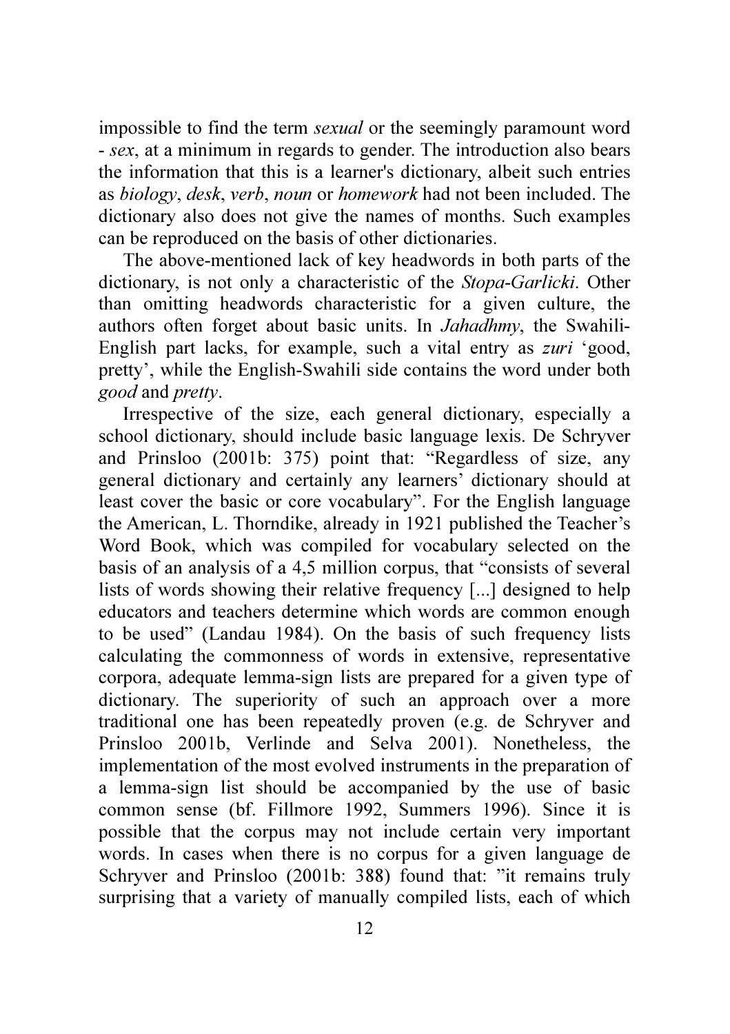impossible to find the term *sexual* or the seemingly paramount word - *sex*, at a minimum in regards to gender. The introduction also bears the information that this is a learner's dictionary, albeit such entries as *biology*, *desk*, *verb*, *noun* or *homework* had not been included. The dictionary also does not give the names of months. Such examples can be reproduced on the basis of other dictionaries.

The above-mentioned lack of key headwords in both parts of the dictionary, is not only a characteristic of the *Stopa-Garlicki*. Other than omitting headwords characteristic for a given culture, the authors often forget about basic units. In *Jahadhmy*, the Swahili-English part lacks, for example, such a vital entry as *zuri* 'good, pretty', while the English-Swahili side contains the word under both *good* and *pretty*.

Irrespective of the size, each general dictionary, especially a school dictionary, should include basic language lexis. De Schryver and Prinsloo (2001b: 375) point that: "Regardless of size, any general dictionary and certainly any learners' dictionary should at least cover the basic or core vocabulary". For the English language the American, L. Thorndike, already in 1921 published the Teacher's Word Book, which was compiled for vocabulary selected on the basis of an analysis of a 4,5 million corpus, that "consists of several lists of words showing their relative frequency [...] designed to help educators and teachers determine which words are common enough to be used" (Landau 1984). On the basis of such frequency lists calculating the commonness of words in extensive, representative corpora, adequate lemma-sign lists are prepared for a given type of dictionary. The superiority of such an approach over a more traditional one has been repeatedly proven (e.g. de Schryver and Prinsloo 2001b, Verlinde and Selva 2001). Nonetheless, the implementation of the most evolved instruments in the preparation of a lemma-sign list should be accompanied by the use of basic common sense (bf. Fillmore 1992, Summers 1996). Since it is possible that the corpus may not include certain very important words. In cases when there is no corpus for a given language de Schryver and Prinsloo (2001b: 388) found that: "it remains truly surprising that a variety of manually compiled lists, each of which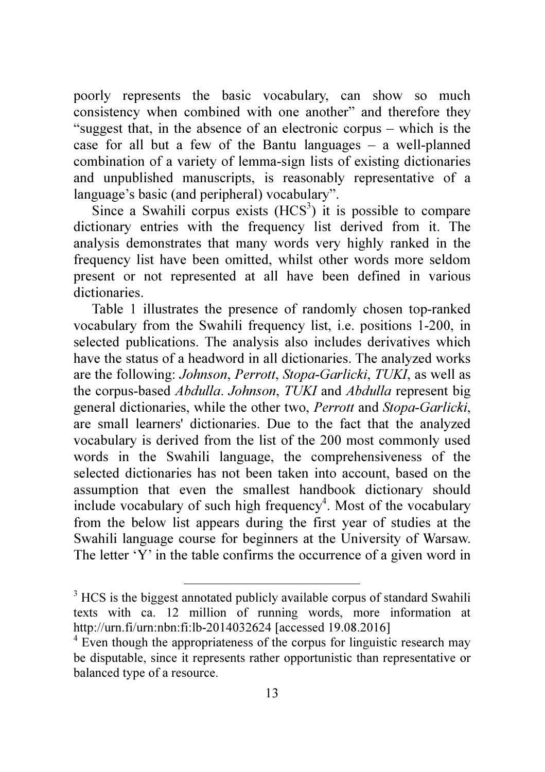poorly represents the basic vocabulary, can show so much consistency when combined with one another" and therefore they "suggest that, in the absence of an electronic corpus – which is the case for all but a few of the Bantu languages – a well-planned combination of a variety of lemma-sign lists of existing dictionaries and unpublished manuscripts, is reasonably representative of a language's basic (and peripheral) vocabulary".

Since a Swahili corpus exists (HCS[3]) it is possible to compare dictionary entries with the frequency list derived from it. The analysis demonstrates that many words very highly ranked in the frequency list have been omitted, whilst other words more seldom present or not represented at all have been defined in various dictionaries.

Table 1 illustrates the presence of randomly chosen top-ranked vocabulary from the Swahili frequency list, i.e. positions 1-200, in selected publications. The analysis also includes derivatives which have the status of a headword in all dictionaries. The analyzed works are the following: *Johnson*, *Perrott*, *Stopa-Garlicki*, *TUKI*, as well as the corpus-based *Abdulla*. *Johnson*, *TUKI* and *Abdulla* represent big general dictionaries, while the other two, *Perrott* and *Stopa-Garlicki*, are small learners' dictionaries. Due to the fact that the analyzed vocabulary is derived from the list of the 200 most commonly used words in the Swahili language, the comprehensiveness of the selected dictionaries has not been taken into account, based on the assumption that even the smallest handbook dictionary should include vocabulary of such high frequency[4]. Most of the vocabulary from the below list appears during the first year of studies at the Swahili language course for beginners at the University of Warsaw. The letter 'Y' in the table confirms the occurrence of a given word in

[3] HCS is the biggest annotated publicly available corpus of standard Swahili texts with ca. 12 million of running words, more information at http://urn.fi/urn:nbn:fi:lb-2014032624 [accessed 19.08.2016]

[4] Even though the appropriateness of the corpus for linguistic research may be disputable, since it represents rather opportunistic than representative or balanced type of a resource.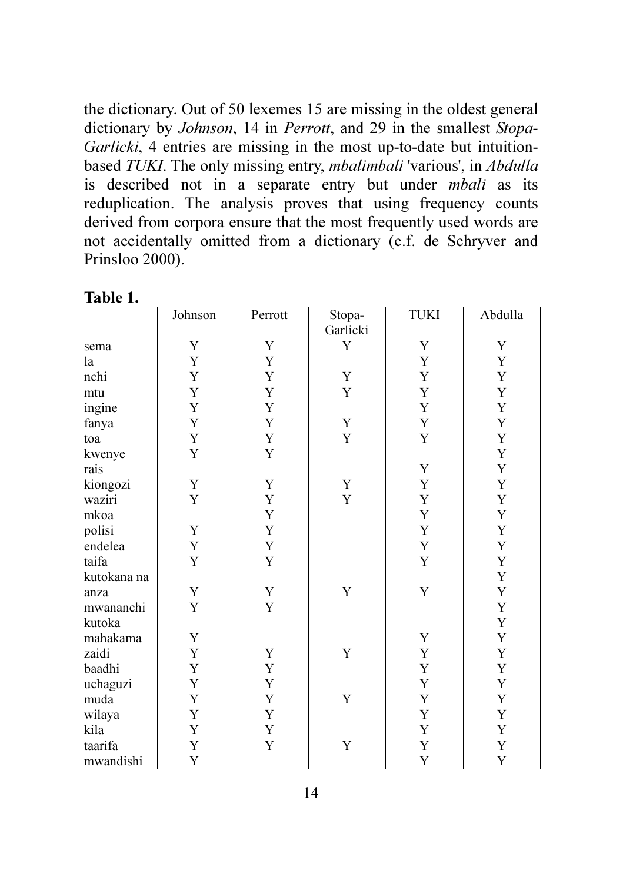the dictionary. Out of 50 lexemes 15 are missing in the oldest general dictionary by *Johnson*, 14 in *Perrott*, and 29 in the smallest *Stopa-Garlicki*, 4 entries are missing in the most up-to-date but intuition-based *TUKI*. The only missing entry, *mbalimbali* 'various', in *Abdulla* is described not in a separate entry but under *mbali* as its reduplication. The analysis proves that using frequency counts derived from corpora ensure that the most frequently used words are not accidentally omitted from a dictionary (c.f. de Schryver and Prinsloo 2000).

**Table 1.**

| | Johnson | Perrott | Stopa-Garlicki | TUKI | Abdulla |
|---|---|---|---|---|---|
| sema | Y | Y | Y | Y | Y |
| la | Y | Y | | Y | Y |
| nchi | Y | Y | Y | Y | Y |
| mtu | Y | Y | Y | Y | Y |
| ingine | Y | Y | | Y | Y |
| fanya | Y | Y | Y | Y | Y |
| toa | Y | Y | Y | Y | Y |
| kwenye | Y | Y | | | Y |
| rais | | | | Y | Y |
| kiongozi | Y | Y | Y | Y | Y |
| waziri | Y | Y | Y | Y | Y |
| mkoa | | Y | | Y | Y |
| polisi | Y | Y | | Y | Y |
| endelea | Y | Y | | Y | Y |
| taifa | Y | Y | | Y | Y |
| kutokana na | | | | | Y |
| anza | Y | Y | Y | Y | Y |
| mwananchi | Y | Y | | | Y |
| kutoka | | | | | Y |
| mahakama | Y | | | Y | Y |
| zaidi | Y | Y | Y | Y | Y |
| baadhi | Y | Y | | Y | Y |
| uchaguzi | Y | Y | | Y | Y |
| muda | Y | Y | Y | Y | Y |
| wilaya | Y | Y | | Y | Y |
| kila | Y | Y | | Y | Y |
| taarifa | Y | Y | Y | Y | Y |
| mwandishi | Y | | | Y | Y |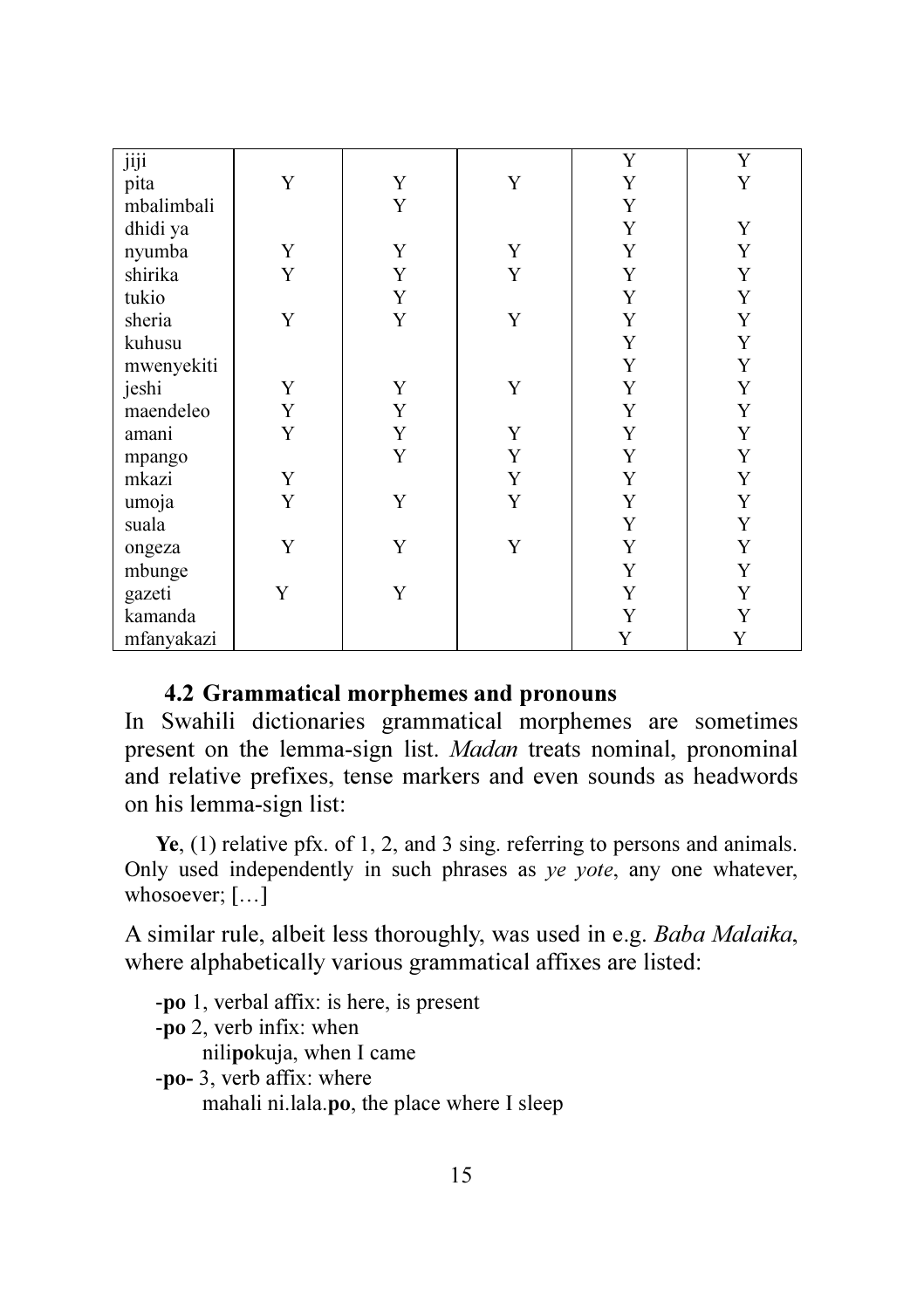| | | | | | |
|---|---|---|---|---|---|
| jiji | | | | Y | Y |
| pita | Y | Y | Y | Y | Y |
| mbalimbali | | Y | | Y | |
| dhidi ya | | | | Y | Y |
| nyumba | Y | Y | Y | Y | Y |
| shirika | Y | Y | Y | Y | Y |
| tukio | | Y | | Y | Y |
| sheria | Y | Y | Y | Y | Y |
| kuhusu | | | | Y | Y |
| mwenyekiti | | | | Y | Y |
| jeshi | Y | Y | Y | Y | Y |
| maendeleo | Y | Y | | Y | Y |
| amani | Y | Y | Y | Y | Y |
| mpango | | Y | Y | Y | Y |
| mkazi | Y | | Y | Y | Y |
| umoja | Y | Y | Y | Y | Y |
| suala | | | | Y | Y |
| ongeza | Y | Y | Y | Y | Y |
| mbunge | | | | Y | Y |
| gazeti | Y | Y | | Y | Y |
| kamanda | | | | Y | Y |
| mfanyakazi | | | | Y | Y |

### 4.2 Grammatical morphemes and pronouns

In Swahili dictionaries grammatical morphemes are sometimes present on the lemma-sign list. *Madan* treats nominal, pronominal and relative prefixes, tense markers and even sounds as headwords on his lemma-sign list:

> **Ye**, (1) relative pfx. of 1, 2, and 3 sing. referring to persons and animals. Only used independently in such phrases as *ye yote*, any one whatever, whosoever; […]

A similar rule, albeit less thoroughly, was used in e.g. *Baba Malaika*, where alphabetically various grammatical affixes are listed:

> -**po** 1, verbal affix: is here, is present
> -**po** 2, verb infix: when
>   nili**po**kuja, when I came
> -**po-** 3, verb affix: where
>   mahali ni.lala.**po**, the place where I sleep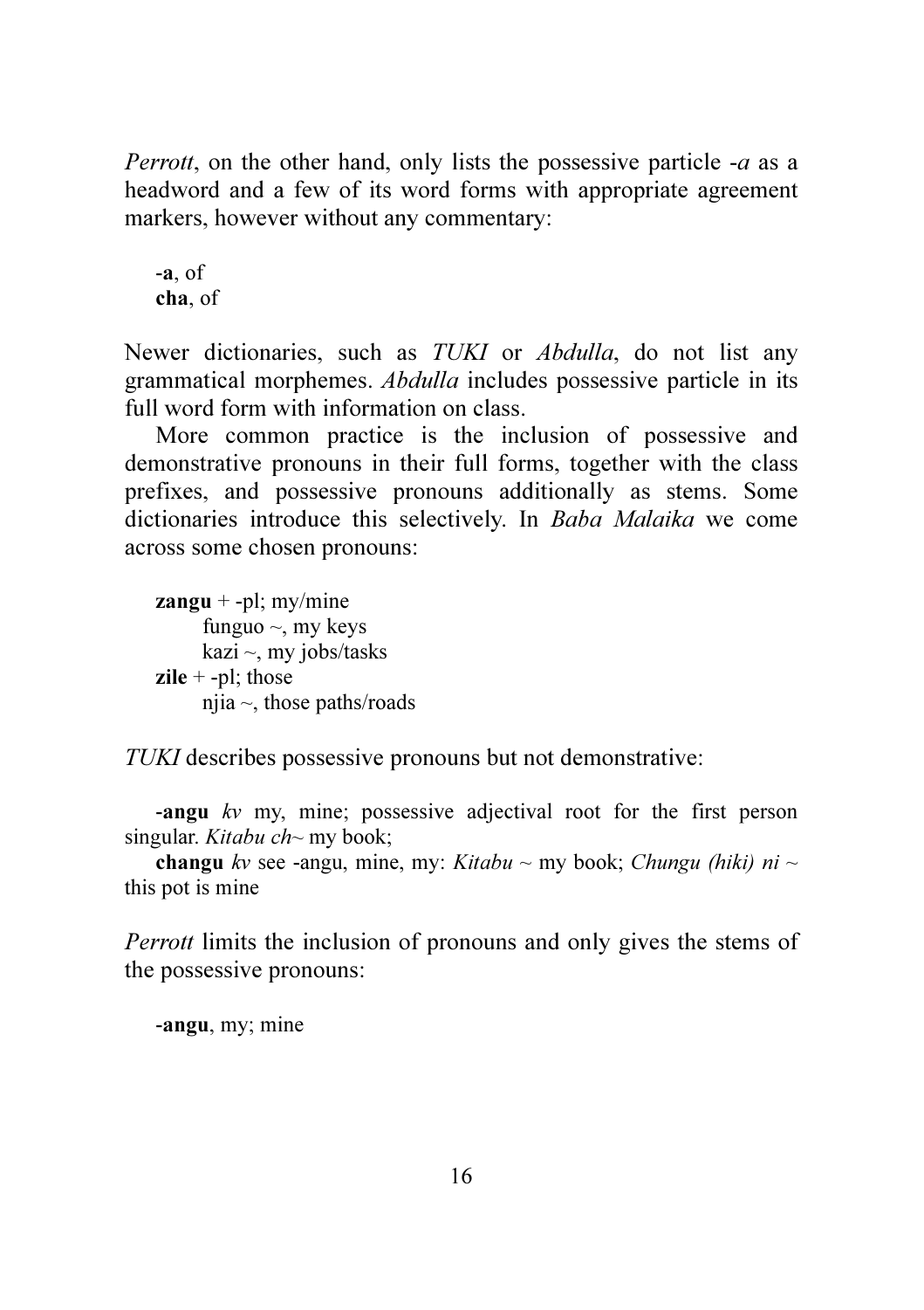*Perrott*, on the other hand, only lists the possessive particle -*a* as a headword and a few of its word forms with appropriate agreement markers, however without any commentary:

> -**a**, of
> **cha**, of

Newer dictionaries, such as *TUKI* or *Abdulla*, do not list any grammatical morphemes. *Abdulla* includes possessive particle in its full word form with information on class.

More common practice is the inclusion of possessive and demonstrative pronouns in their full forms, together with the class prefixes, and possessive pronouns additionally as stems. Some dictionaries introduce this selectively. In *Baba Malaika* we come across some chosen pronouns:

> **zangu** + -pl; my/mine
>   funguo ~, my keys
>   kazi ~, my jobs/tasks
> **zile** + -pl; those
>   njia ~, those paths/roads

*TUKI* describes possessive pronouns but not demonstrative:

> -**angu** *kv* my, mine; possessive adjectival root for the first person singular. *Kitabu ch~* my book;
>
> **changu** *kv* see -angu, mine, my: *Kitabu ~* my book; *Chungu (hiki) ni ~* this pot is mine

*Perrott* limits the inclusion of pronouns and only gives the stems of the possessive pronouns:

> -**angu**, my; mine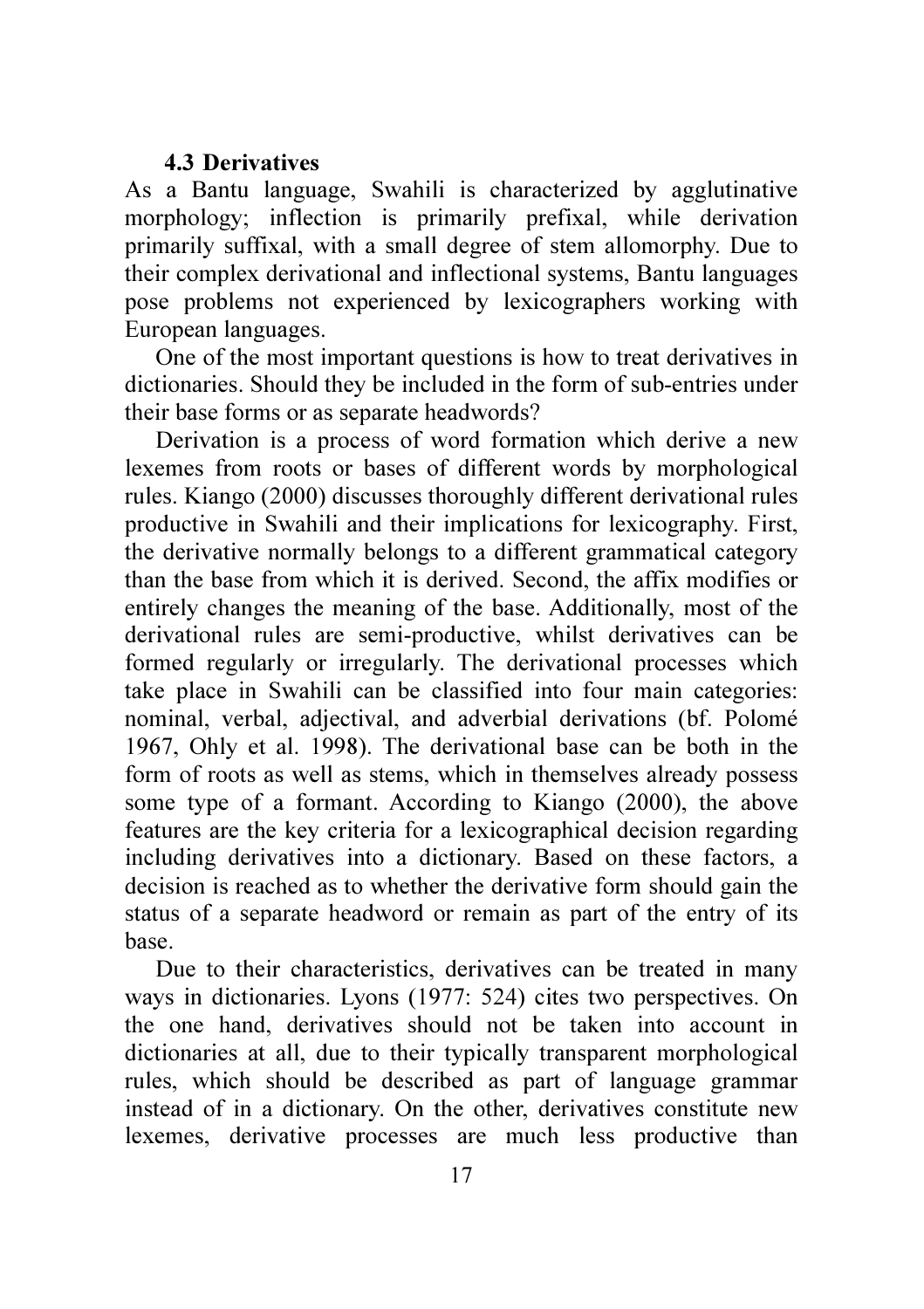### 4.3 Derivatives

As a Bantu language, Swahili is characterized by agglutinative morphology; inflection is primarily prefixal, while derivation primarily suffixal, with a small degree of stem allomorphy. Due to their complex derivational and inflectional systems, Bantu languages pose problems not experienced by lexicographers working with European languages.

One of the most important questions is how to treat derivatives in dictionaries. Should they be included in the form of sub-entries under their base forms or as separate headwords?

Derivation is a process of word formation which derive a new lexemes from roots or bases of different words by morphological rules. Kiango (2000) discusses thoroughly different derivational rules productive in Swahili and their implications for lexicography. First, the derivative normally belongs to a different grammatical category than the base from which it is derived. Second, the affix modifies or entirely changes the meaning of the base. Additionally, most of the derivational rules are semi-productive, whilst derivatives can be formed regularly or irregularly. The derivational processes which take place in Swahili can be classified into four main categories: nominal, verbal, adjectival, and adverbial derivations (bf. Polomé 1967, Ohly et al. 1998). The derivational base can be both in the form of roots as well as stems, which in themselves already possess some type of a formant. According to Kiango (2000), the above features are the key criteria for a lexicographical decision regarding including derivatives into a dictionary. Based on these factors, a decision is reached as to whether the derivative form should gain the status of a separate headword or remain as part of the entry of its base.

Due to their characteristics, derivatives can be treated in many ways in dictionaries. Lyons (1977: 524) cites two perspectives. On the one hand, derivatives should not be taken into account in dictionaries at all, due to their typically transparent morphological rules, which should be described as part of language grammar instead of in a dictionary. On the other, derivatives constitute new lexemes, derivative processes are much less productive than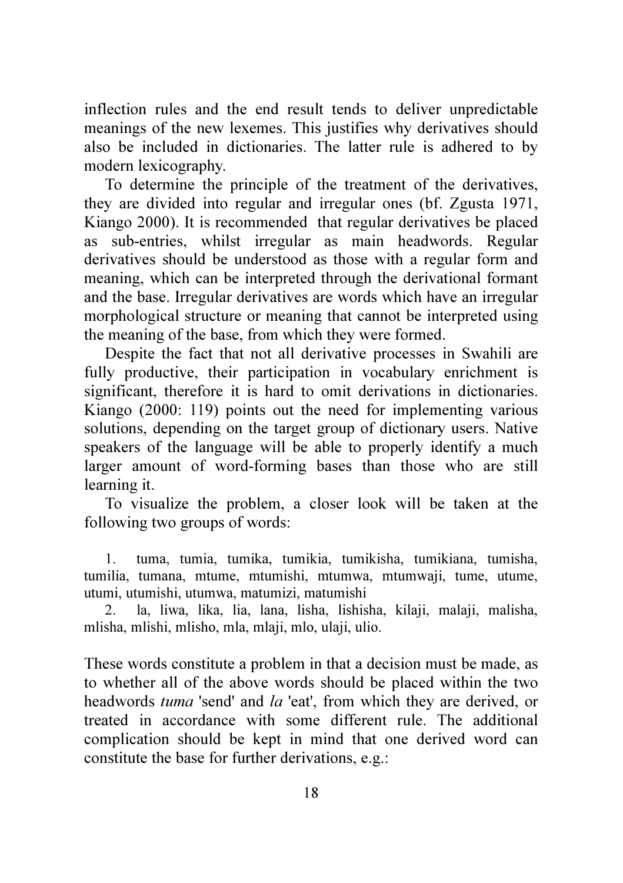inflection rules and the end result tends to deliver unpredictable meanings of the new lexemes. This justifies why derivatives should also be included in dictionaries. The latter rule is adhered to by modern lexicography.

To determine the principle of the treatment of the derivatives, they are divided into regular and irregular ones (bf. Zgusta 1971, Kiango 2000). It is recommended that regular derivatives be placed as sub-entries, whilst irregular as main headwords. Regular derivatives should be understood as those with a regular form and meaning, which can be interpreted through the derivational formant and the base. Irregular derivatives are words which have an irregular morphological structure or meaning that cannot be interpreted using the meaning of the base, from which they were formed.

Despite the fact that not all derivative processes in Swahili are fully productive, their participation in vocabulary enrichment is significant, therefore it is hard to omit derivations in dictionaries. Kiango (2000: 119) points out the need for implementing various solutions, depending on the target group of dictionary users. Native speakers of the language will be able to properly identify a much larger amount of word-forming bases than those who are still learning it.

To visualize the problem, a closer look will be taken at the following two groups of words:

1. tuma, tumia, tumika, tumikia, tumikisha, tumikiana, tumisha, tumilia, tumana, mtume, mtumishi, mtumwa, mtumwaji, tume, utume, utumi, utumishi, utumwa, matumizi, matumishi
2. la, liwa, lika, lia, lana, lisha, lishisha, kilaji, malaji, malisha, mlisha, mlishi, mlisho, mla, mlaji, mlo, ulaji, ulio.

These words constitute a problem in that a decision must be made, as to whether all of the above words should be placed within the two headwords *tuma* 'send' and *la* 'eat', from which they are derived, or treated in accordance with some different rule. The additional complication should be kept in mind that one derived word can constitute the base for further derivations, e.g.: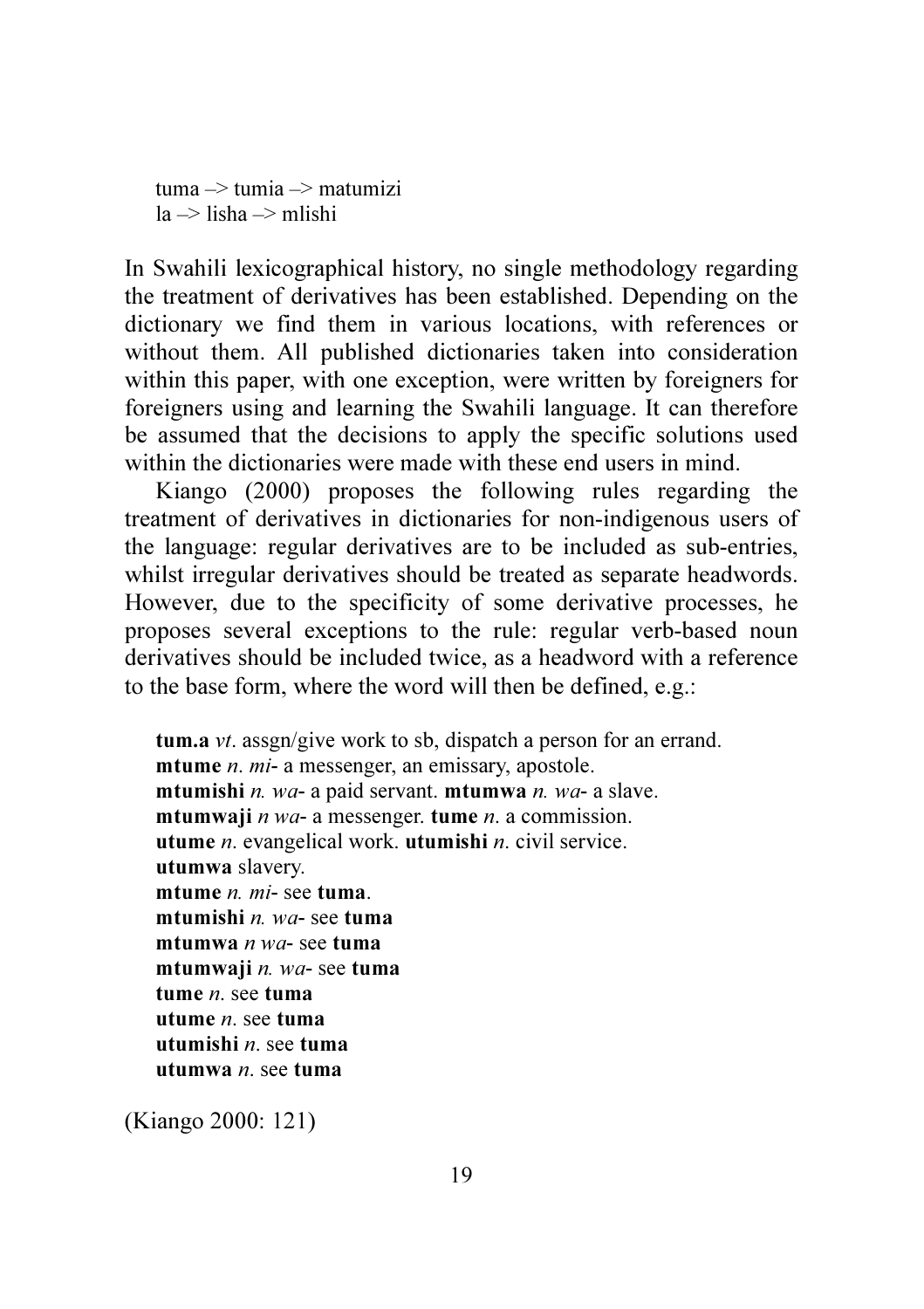tuma –> tumia –> matumizi
la –> lisha –> mlishi

In Swahili lexicographical history, no single methodology regarding the treatment of derivatives has been established. Depending on the dictionary we find them in various locations, with references or without them. All published dictionaries taken into consideration within this paper, with one exception, were written by foreigners for foreigners using and learning the Swahili language. It can therefore be assumed that the decisions to apply the specific solutions used within the dictionaries were made with these end users in mind.

Kiango (2000) proposes the following rules regarding the treatment of derivatives in dictionaries for non-indigenous users of the language: regular derivatives are to be included as sub-entries, whilst irregular derivatives should be treated as separate headwords. However, due to the specificity of some derivative processes, he proposes several exceptions to the rule: regular verb-based noun derivatives should be included twice, as a headword with a reference to the base form, where the word will then be defined, e.g.:

**tum.a** *vt*. assgn/give work to sb, dispatch a person for an errand.
**mtume** *n. mi-* a messenger, an emissary, apostole.
**mtumishi** *n. wa-* a paid servant. **mtumwa** *n. wa-* a slave.
**mtumwaji** *n wa-* a messenger. **tume** *n*. a commission.
**utume** *n*. evangelical work. **utumishi** *n*. civil service.
**utumwa** slavery.
**mtume** *n. mi-* see **tuma**.
**mtumishi** *n. wa-* see **tuma**
**mtumwa** *n wa-* see **tuma**
**mtumwaji** *n. wa-* see **tuma**
**tume** *n*. see **tuma**
**utume** *n*. see **tuma**
**utumishi** *n*. see **tuma**
**utumwa** *n*. see **tuma**

(Kiango 2000: 121)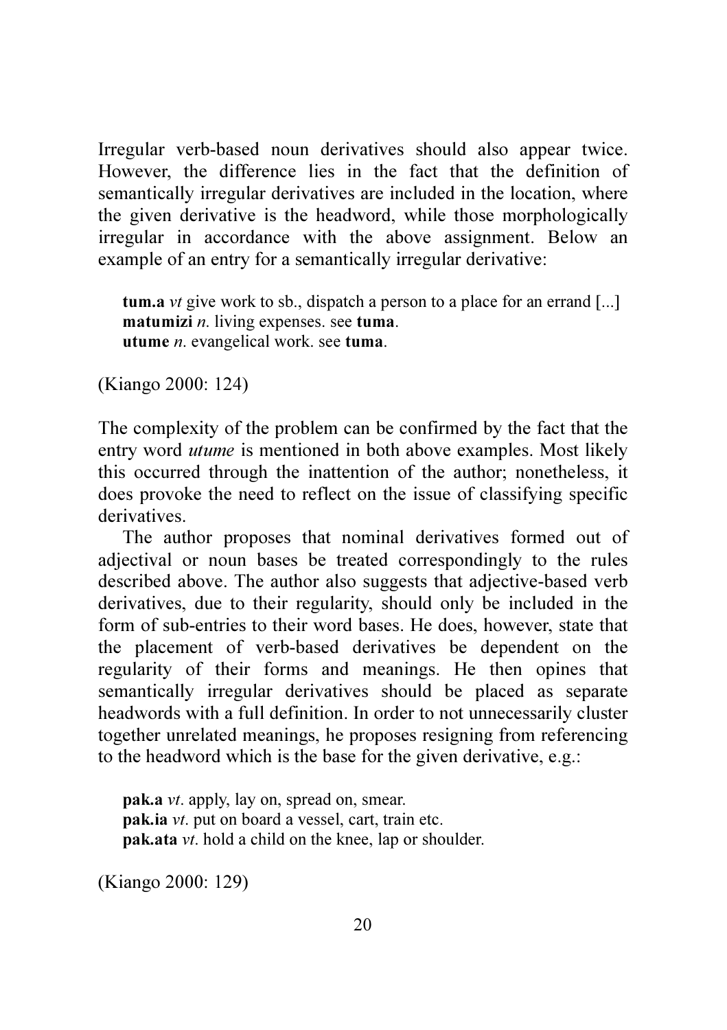Irregular verb-based noun derivatives should also appear twice. However, the difference lies in the fact that the definition of semantically irregular derivatives are included in the location, where the given derivative is the headword, while those morphologically irregular in accordance with the above assignment. Below an example of an entry for a semantically irregular derivative:

> **tum.a** *vt* give work to sb., dispatch a person to a place for an errand [...]
> **matumizi** *n*. living expenses. see **tuma**.
> **utume** *n*. evangelical work. see **tuma**.

(Kiango 2000: 124)

The complexity of the problem can be confirmed by the fact that the entry word *utume* is mentioned in both above examples. Most likely this occurred through the inattention of the author; nonetheless, it does provoke the need to reflect on the issue of classifying specific derivatives.

The author proposes that nominal derivatives formed out of adjectival or noun bases be treated correspondingly to the rules described above. The author also suggests that adjective-based verb derivatives, due to their regularity, should only be included in the form of sub-entries to their word bases. He does, however, state that the placement of verb-based derivatives be dependent on the regularity of their forms and meanings. He then opines that semantically irregular derivatives should be placed as separate headwords with a full definition. In order to not unnecessarily cluster together unrelated meanings, he proposes resigning from referencing to the headword which is the base for the given derivative, e.g.:

> **pak.a** *vt*. apply, lay on, spread on, smear.
> **pak.ia** *vt*. put on board a vessel, cart, train etc.
> **pak.ata** *vt*. hold a child on the knee, lap or shoulder.

(Kiango 2000: 129)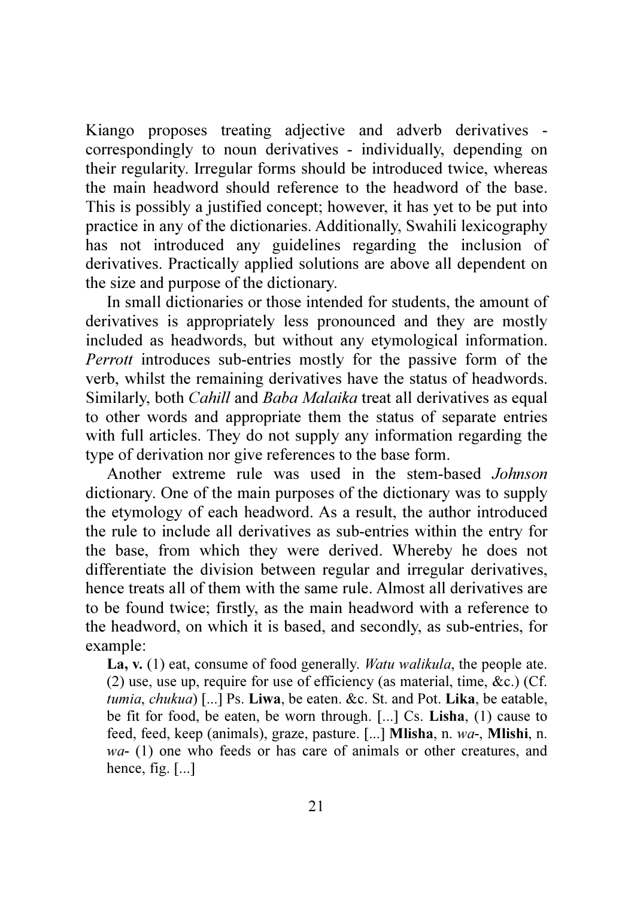Kiango proposes treating adjective and adverb derivatives - correspondingly to noun derivatives - individually, depending on their regularity. Irregular forms should be introduced twice, whereas the main headword should reference to the headword of the base. This is possibly a justified concept; however, it has yet to be put into practice in any of the dictionaries. Additionally, Swahili lexicography has not introduced any guidelines regarding the inclusion of derivatives. Practically applied solutions are above all dependent on the size and purpose of the dictionary.

In small dictionaries or those intended for students, the amount of derivatives is appropriately less pronounced and they are mostly included as headwords, but without any etymological information. *Perrott* introduces sub-entries mostly for the passive form of the verb, whilst the remaining derivatives have the status of headwords. Similarly, both *Cahill* and *Baba Malaika* treat all derivatives as equal to other words and appropriate them the status of separate entries with full articles. They do not supply any information regarding the type of derivation nor give references to the base form.

Another extreme rule was used in the stem-based *Johnson* dictionary. One of the main purposes of the dictionary was to supply the etymology of each headword. As a result, the author introduced the rule to include all derivatives as sub-entries within the entry for the base, from which they were derived. Whereby he does not differentiate the division between regular and irregular derivatives, hence treats all of them with the same rule. Almost all derivatives are to be found twice; firstly, as the main headword with a reference to the headword, on which it is based, and secondly, as sub-entries, for example:

> **La, v.** (1) eat, consume of food generally. *Watu walikula*, the people ate. (2) use, use up, require for use of efficiency (as material, time, &c.) (Cf. *tumia*, *chukua*) [...] Ps. **Liwa**, be eaten. &c. St. and Pot. **Lika**, be eatable, be fit for food, be eaten, be worn through. [...] Cs. **Lisha**, (1) cause to feed, feed, keep (animals), graze, pasture. [...] **Mlisha**, n. *wa*-, **Mlishi**, n. *wa*- (1) one who feeds or has care of animals or other creatures, and hence, fig. [...]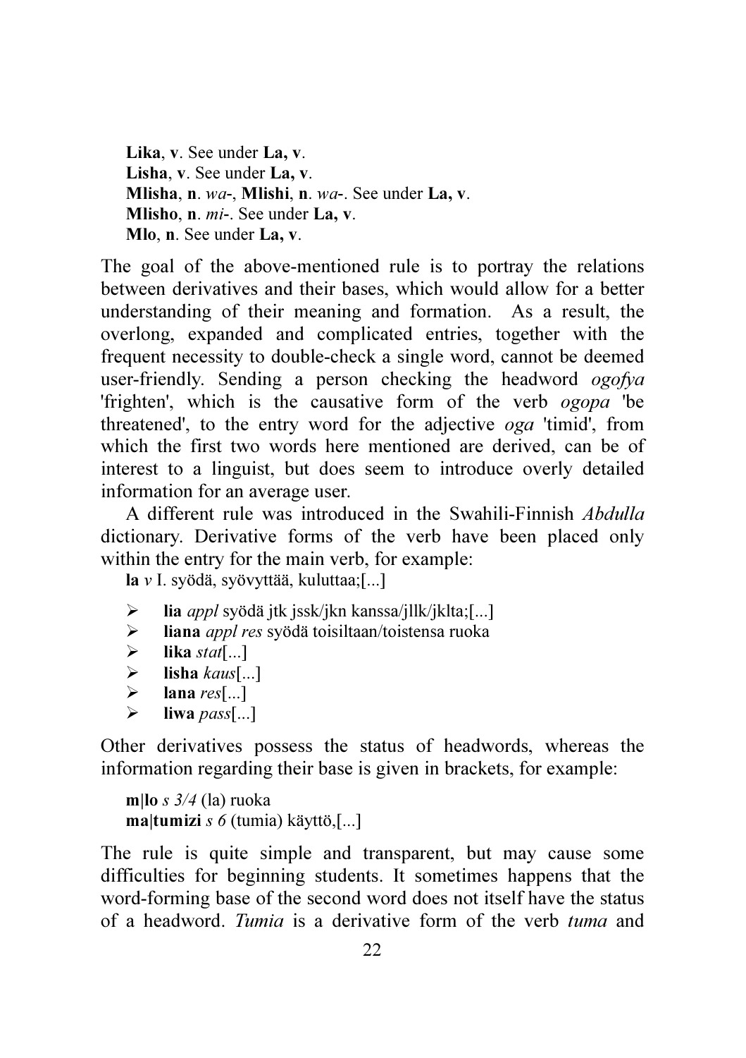**Lika**, **v**. See under **La, v**.
**Lisha**, **v**. See under **La, v**.
**Mlisha**, **n**. *wa*-, **Mlishi**, **n**. *wa*-. See under **La, v**.
**Mlisho**, **n**. *mi*-. See under **La, v**.
**Mlo**, **n**. See under **La, v**.

The goal of the above-mentioned rule is to portray the relations between derivatives and their bases, which would allow for a better understanding of their meaning and formation. As a result, the overlong, expanded and complicated entries, together with the frequent necessity to double-check a single word, cannot be deemed user-friendly. Sending a person checking the headword *ogofya* 'frighten', which is the causative form of the verb *ogopa* 'be threatened', to the entry word for the adjective *oga* 'timid', from which the first two words here mentioned are derived, can be of interest to a linguist, but does seem to introduce overly detailed information for an average user.

A different rule was introduced in the Swahili-Finnish *Abdulla* dictionary. Derivative forms of the verb have been placed only within the entry for the main verb, for example:

**la** *v* I. syödä, syövyttää, kuluttaa;[...]

- **lia** *appl* syödä jtk jssk/jkn kanssa/jllk/jklta;[...]
- **liana** *appl res* syödä toisiltaan/toistensa ruoka
- **lika** *stat*[...]
- **lisha** *kaus*[...]
- **lana** *res*[...]
- **liwa** *pass*[...]

Other derivatives possess the status of headwords, whereas the information regarding their base is given in brackets, for example:

**m|lo** *s 3/4* (la) ruoka
**ma|tumizi** *s 6* (tumia) käyttö,[...]

The rule is quite simple and transparent, but may cause some difficulties for beginning students. It sometimes happens that the word-forming base of the second word does not itself have the status of a headword. *Tumia* is a derivative form of the verb *tuma* and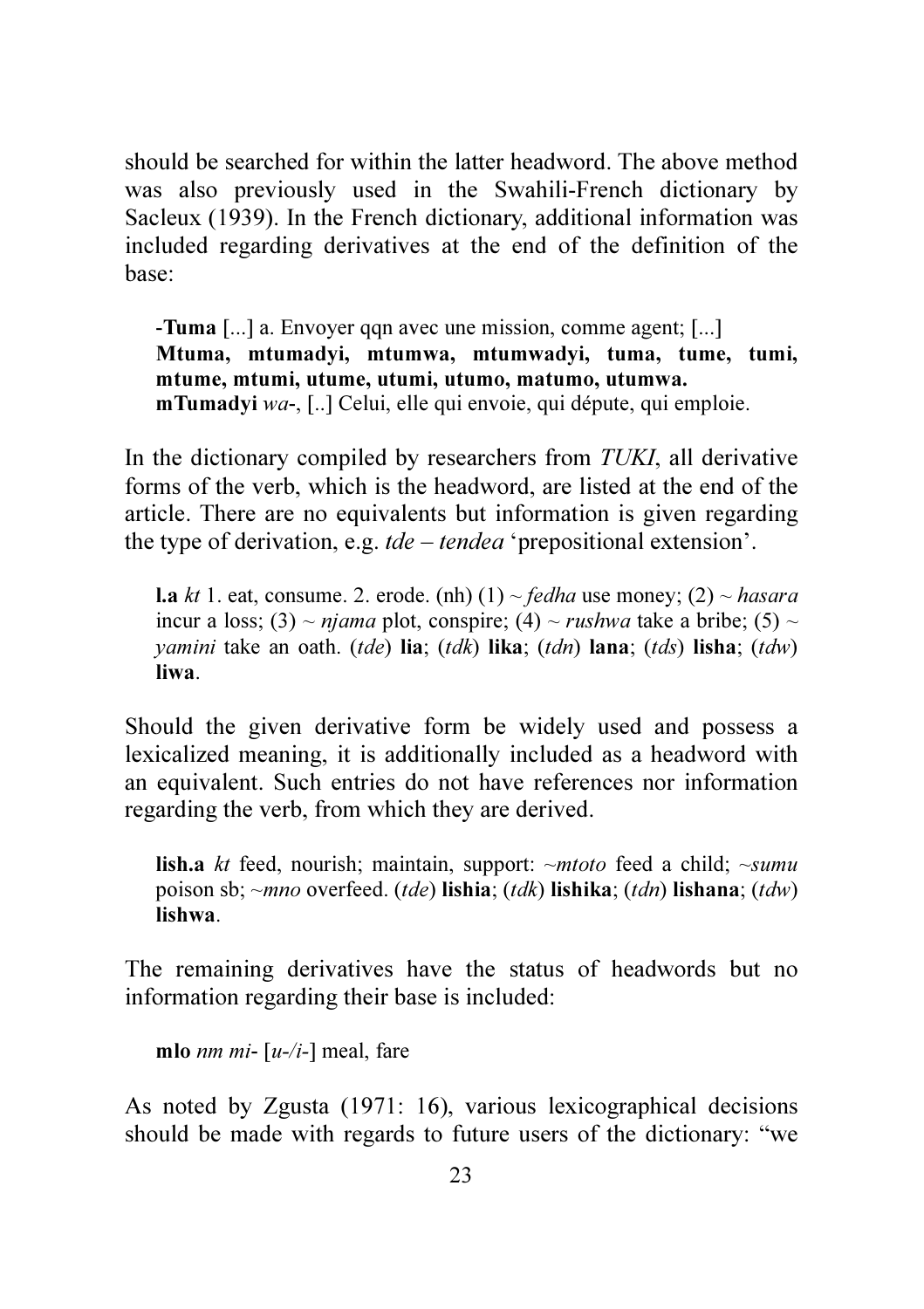should be searched for within the latter headword. The above method was also previously used in the Swahili-French dictionary by Sacleux (1939). In the French dictionary, additional information was included regarding derivatives at the end of the definition of the base:

> -**Tuma** [...] a. Envoyer qqn avec une mission, comme agent; [...]
> **Mtuma, mtumadyi, mtumwa, mtumwadyi, tuma, tume, tumi, mtume, mtumi, utume, utumi, utumo, matumo, utumwa.**
> **mTumadyi** *wa-*, [..] Celui, elle qui envoie, qui députe, qui emploie.

In the dictionary compiled by researchers from *TUKI*, all derivative forms of the verb, which is the headword, are listed at the end of the article. There are no equivalents but information is given regarding the type of derivation, e.g. *tde – tendea* 'prepositional extension'.

> **l.a** *kt* 1. eat, consume. 2. erode. (nh) (1) ~ *fedha* use money; (2) ~ *hasara* incur a loss; (3) ~ *njama* plot, conspire; (4) ~ *rushwa* take a bribe; (5) ~ *yamini* take an oath. (*tde*) **lia**; (*tdk*) **lika**; (*tdn*) **lana**; (*tds*) **lisha**; (*tdw*) **liwa**.

Should the given derivative form be widely used and possess a lexicalized meaning, it is additionally included as a headword with an equivalent. Such entries do not have references nor information regarding the verb, from which they are derived.

> **lish.a** *kt* feed, nourish; maintain, support: ~*mtoto* feed a child; ~*sumu* poison sb; ~*mno* overfeed. (*tde*) **lishia**; (*tdk*) **lishika**; (*tdn*) **lishana**; (*tdw*) **lishwa**.

The remaining derivatives have the status of headwords but no information regarding their base is included:

> **mlo** *nm mi-* [*u-/i-*] meal, fare

As noted by Zgusta (1971: 16), various lexicographical decisions should be made with regards to future users of the dictionary: "we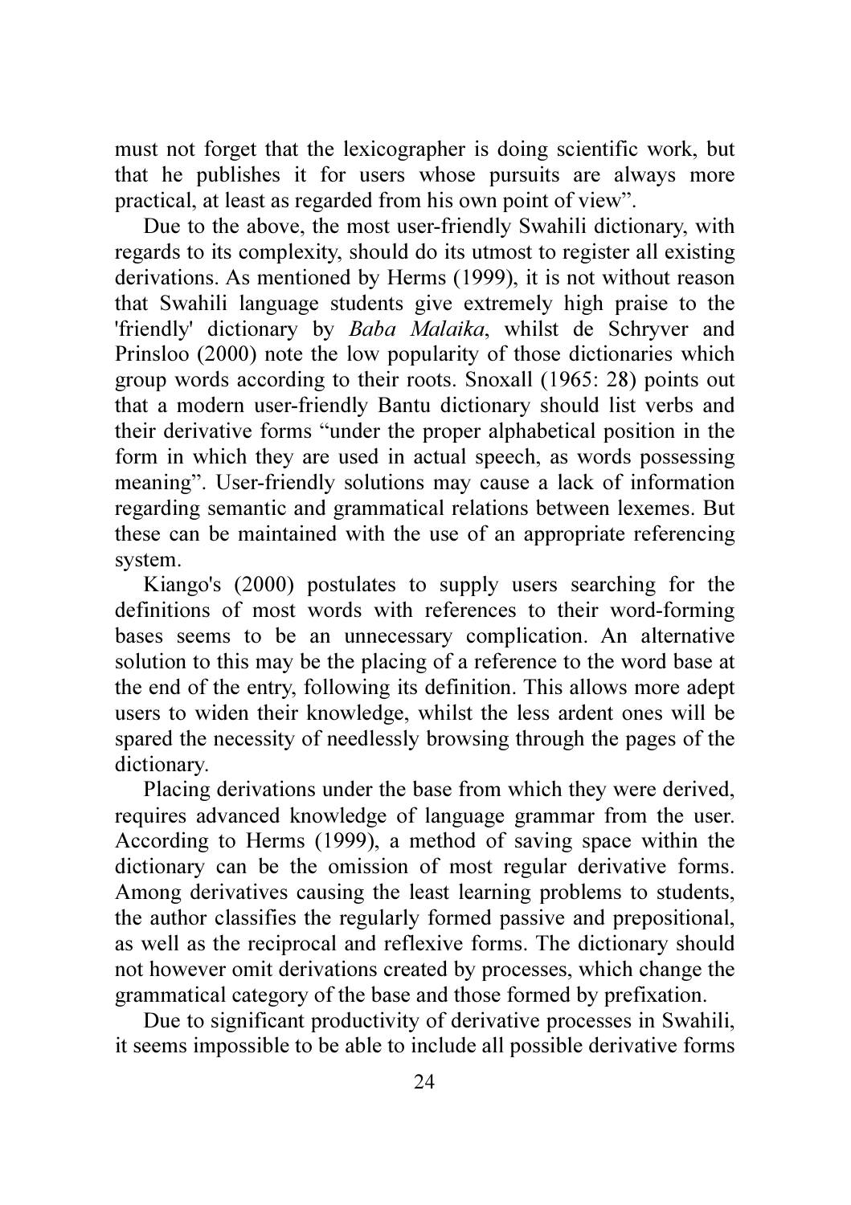must not forget that the lexicographer is doing scientific work, but that he publishes it for users whose pursuits are always more practical, at least as regarded from his own point of view".

Due to the above, the most user-friendly Swahili dictionary, with regards to its complexity, should do its utmost to register all existing derivations. As mentioned by Herms (1999), it is not without reason that Swahili language students give extremely high praise to the 'friendly' dictionary by *Baba Malaika*, whilst de Schryver and Prinsloo (2000) note the low popularity of those dictionaries which group words according to their roots. Snoxall (1965: 28) points out that a modern user-friendly Bantu dictionary should list verbs and their derivative forms "under the proper alphabetical position in the form in which they are used in actual speech, as words possessing meaning". User-friendly solutions may cause a lack of information regarding semantic and grammatical relations between lexemes. But these can be maintained with the use of an appropriate referencing system.

Kiango's (2000) postulates to supply users searching for the definitions of most words with references to their word-forming bases seems to be an unnecessary complication. An alternative solution to this may be the placing of a reference to the word base at the end of the entry, following its definition. This allows more adept users to widen their knowledge, whilst the less ardent ones will be spared the necessity of needlessly browsing through the pages of the dictionary.

Placing derivations under the base from which they were derived, requires advanced knowledge of language grammar from the user. According to Herms (1999), a method of saving space within the dictionary can be the omission of most regular derivative forms. Among derivatives causing the least learning problems to students, the author classifies the regularly formed passive and prepositional, as well as the reciprocal and reflexive forms. The dictionary should not however omit derivations created by processes, which change the grammatical category of the base and those formed by prefixation.

Due to significant productivity of derivative processes in Swahili, it seems impossible to be able to include all possible derivative forms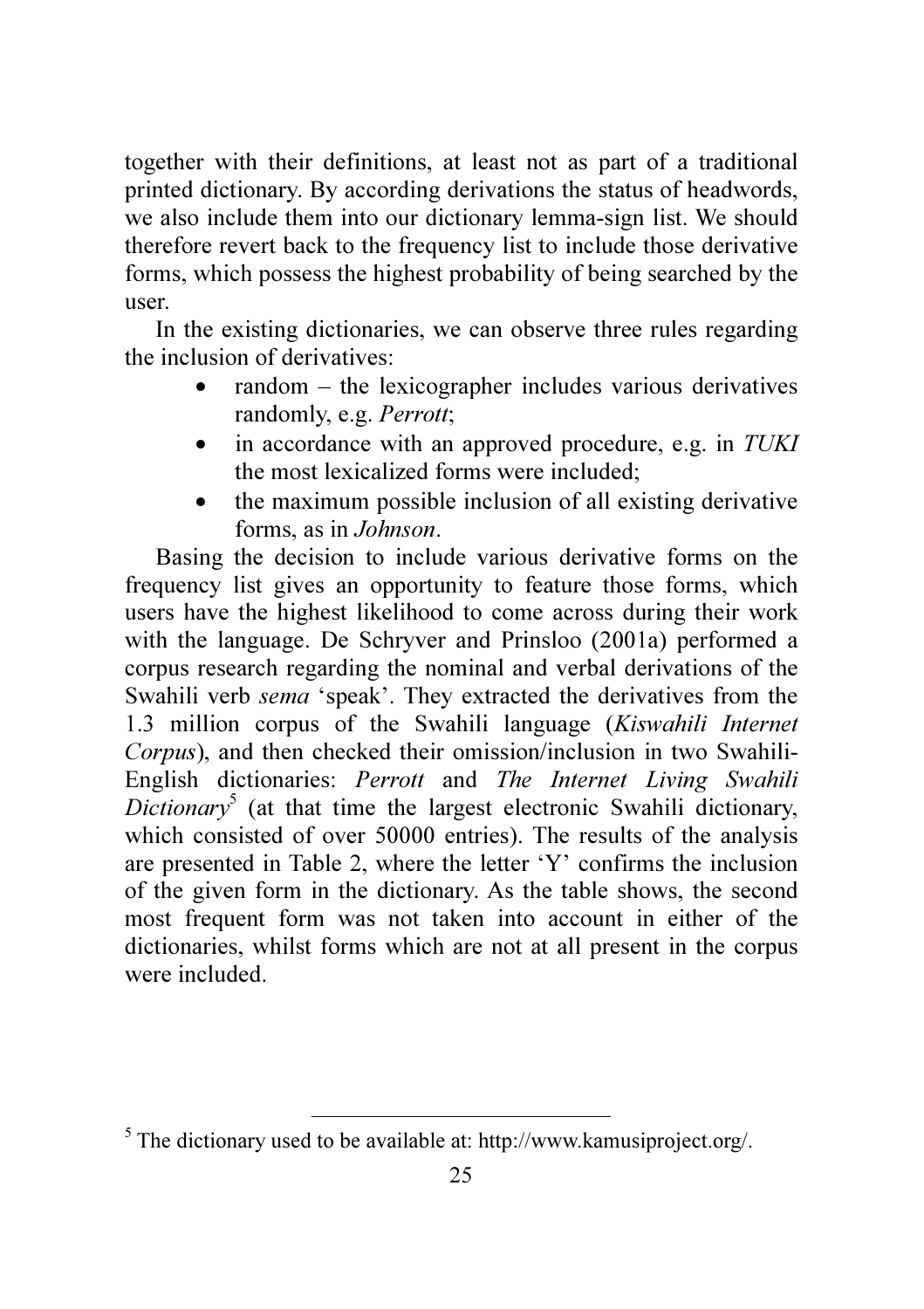together with their definitions, at least not as part of a traditional printed dictionary. By according derivations the status of headwords, we also include them into our dictionary lemma-sign list. We should therefore revert back to the frequency list to include those derivative forms, which possess the highest probability of being searched by the user.

In the existing dictionaries, we can observe three rules regarding the inclusion of derivatives:

- random – the lexicographer includes various derivatives randomly, e.g. *Perrott*;
- in accordance with an approved procedure, e.g. in *TUKI* the most lexicalized forms were included;
- the maximum possible inclusion of all existing derivative forms, as in *Johnson*.

Basing the decision to include various derivative forms on the frequency list gives an opportunity to feature those forms, which users have the highest likelihood to come across during their work with the language. De Schryver and Prinsloo (2001a) performed a corpus research regarding the nominal and verbal derivations of the Swahili verb *sema* 'speak'. They extracted the derivatives from the 1.3 million corpus of the Swahili language (*Kiswahili Internet Corpus*), and then checked their omission/inclusion in two Swahili-English dictionaries: *Perrott* and *The Internet Living Swahili Dictionary*[5] (at that time the largest electronic Swahili dictionary, which consisted of over 50000 entries). The results of the analysis are presented in Table 2, where the letter 'Y' confirms the inclusion of the given form in the dictionary. As the table shows, the second most frequent form was not taken into account in either of the dictionaries, whilst forms which are not at all present in the corpus were included.

[5] The dictionary used to be available at: http://www.kamusiproject.org/.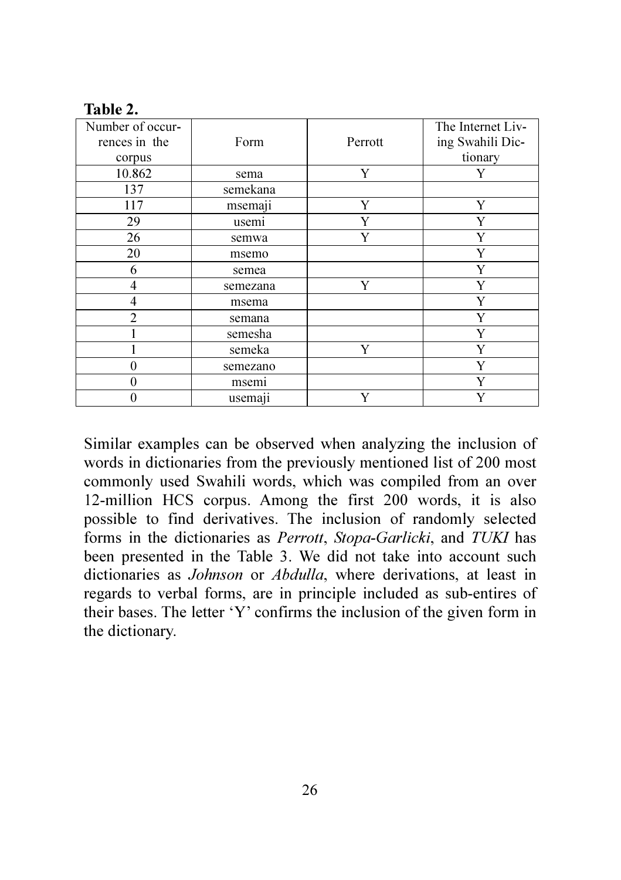**Table 2.**

| Number of occurrences in the corpus | Form | Perrott | The Internet Living Swahili Dictionary |
|---|---|---|---|
| 10.862 | sema | Y | Y |
| 137 | semekana | | |
| 117 | msemaji | Y | Y |
| 29 | usemi | Y | Y |
| 26 | semwa | Y | Y |
| 20 | msemo | | Y |
| 6 | semea | | Y |
| 4 | semezana | Y | Y |
| 4 | msema | | Y |
| 2 | semana | | Y |
| 1 | semesha | | Y |
| 1 | semeka | Y | Y |
| 0 | semezano | | Y |
| 0 | msemi | | Y |
| 0 | usemaji | Y | Y |

Similar examples can be observed when analyzing the inclusion of words in dictionaries from the previously mentioned list of 200 most commonly used Swahili words, which was compiled from an over 12-million HCS corpus. Among the first 200 words, it is also possible to find derivatives. The inclusion of randomly selected forms in the dictionaries as *Perrott*, *Stopa-Garlicki*, and *TUKI* has been presented in the Table 3. We did not take into account such dictionaries as *Johnson* or *Abdulla*, where derivations, at least in regards to verbal forms, are in principle included as sub-entires of their bases. The letter 'Y' confirms the inclusion of the given form in the dictionary.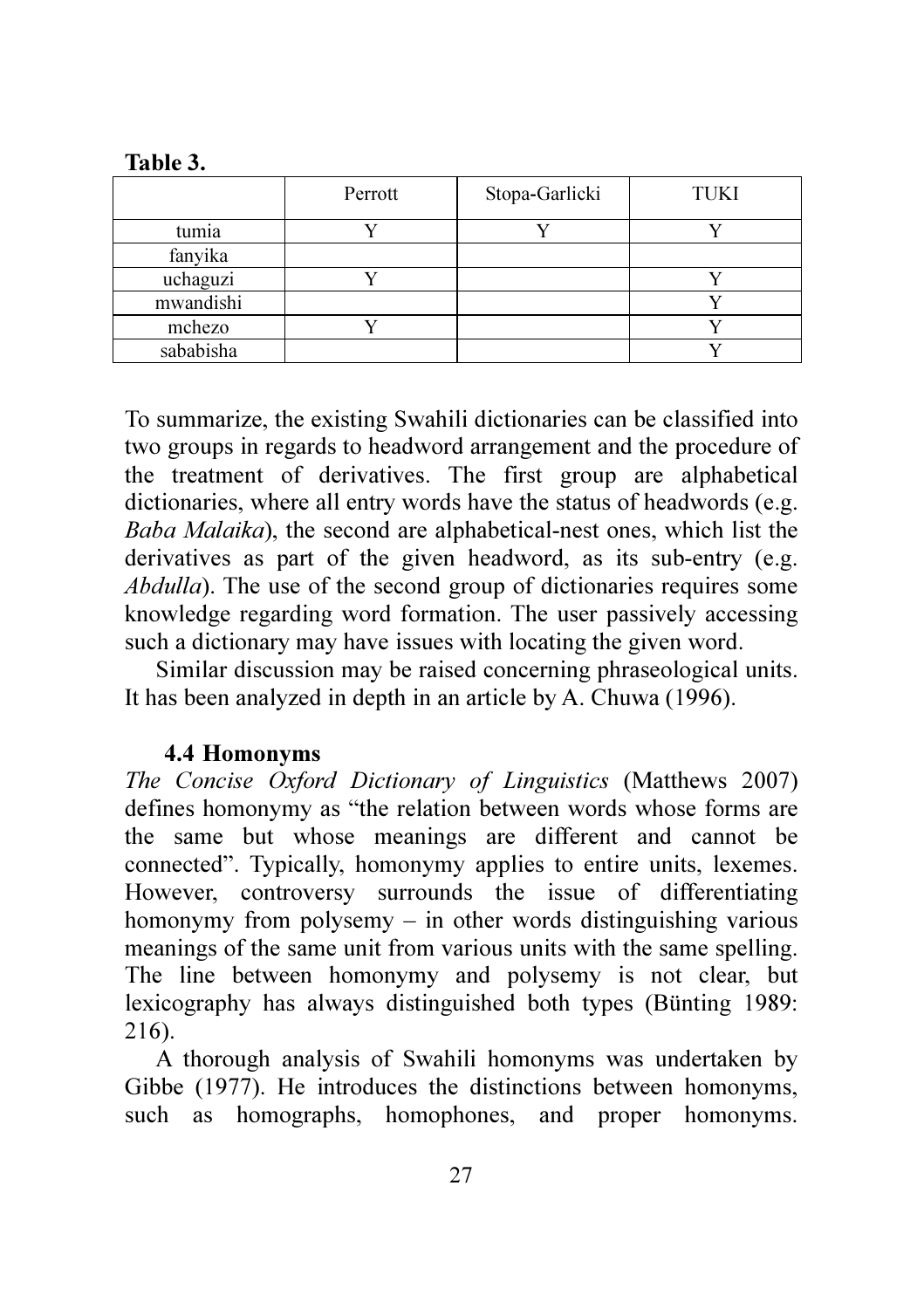**Table 3.**

| | Perrott | Stopa-Garlicki | TUKI |
|---|---|---|---|
| tumia | Y | Y | Y |
| fanyika | | | |
| uchaguzi | Y | | Y |
| mwandishi | | | Y |
| mchezo | Y | | Y |
| sababisha | | | Y |

To summarize, the existing Swahili dictionaries can be classified into two groups in regards to headword arrangement and the procedure of the treatment of derivatives. The first group are alphabetical dictionaries, where all entry words have the status of headwords (e.g. *Baba Malaika*), the second are alphabetical-nest ones, which list the derivatives as part of the given headword, as its sub-entry (e.g. *Abdulla*). The use of the second group of dictionaries requires some knowledge regarding word formation. The user passively accessing such a dictionary may have issues with locating the given word.

Similar discussion may be raised concerning phraseological units. It has been analyzed in depth in an article by A. Chuwa (1996).

### 4.4 Homonyms

*The Concise Oxford Dictionary of Linguistics* (Matthews 2007) defines homonymy as "the relation between words whose forms are the same but whose meanings are different and cannot be connected". Typically, homonymy applies to entire units, lexemes. However, controversy surrounds the issue of differentiating homonymy from polysemy – in other words distinguishing various meanings of the same unit from various units with the same spelling. The line between homonymy and polysemy is not clear, but lexicography has always distinguished both types (Bünting 1989: 216).

A thorough analysis of Swahili homonyms was undertaken by Gibbe (1977). He introduces the distinctions between homonyms, such as homographs, homophones, and proper homonyms.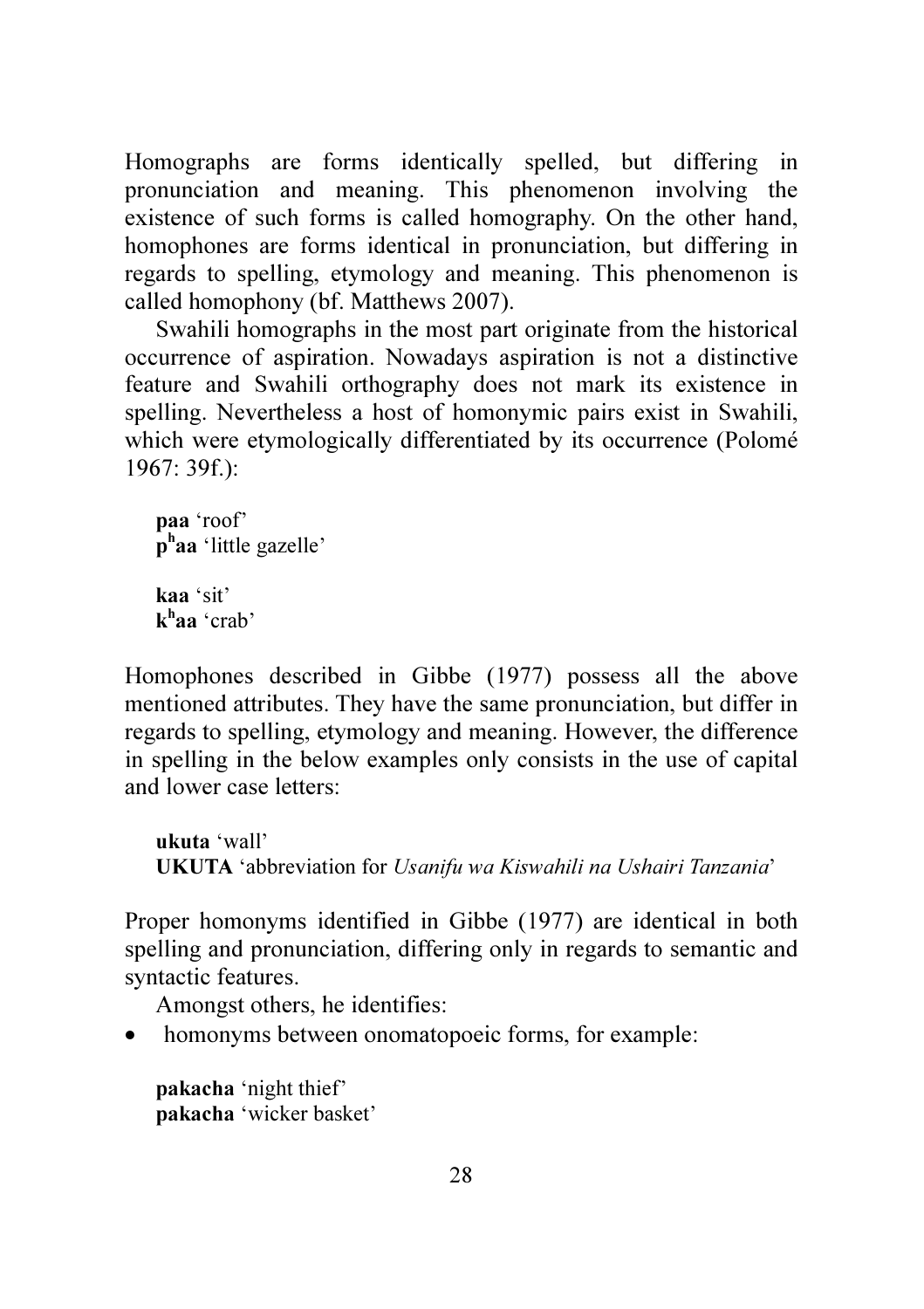Homographs are forms identically spelled, but differing in pronunciation and meaning. This phenomenon involving the existence of such forms is called homography. On the other hand, homophones are forms identical in pronunciation, but differing in regards to spelling, etymology and meaning. This phenomenon is called homophony (bf. Matthews 2007).

Swahili homographs in the most part originate from the historical occurrence of aspiration. Nowadays aspiration is not a distinctive feature and Swahili orthography does not mark its existence in spelling. Nevertheless a host of homonymic pairs exist in Swahili, which were etymologically differentiated by its occurrence (Polomé 1967: 39f.):

**paa** 'roof'  
**p$^h$aa** 'little gazelle'

**kaa** 'sit'  
**k$^h$aa** 'crab'

Homophones described in Gibbe (1977) possess all the above mentioned attributes. They have the same pronunciation, but differ in regards to spelling, etymology and meaning. However, the difference in spelling in the below examples only consists in the use of capital and lower case letters:

**ukuta** 'wall'  
**UKUTA** 'abbreviation for *Usanifu wa Kiswahili na Ushairi Tanzania*'

Proper homonyms identified in Gibbe (1977) are identical in both spelling and pronunciation, differing only in regards to semantic and syntactic features.

Amongst others, he identifies:

- homonyms between onomatopoeic forms, for example:

**pakacha** 'night thief'  
**pakacha** 'wicker basket'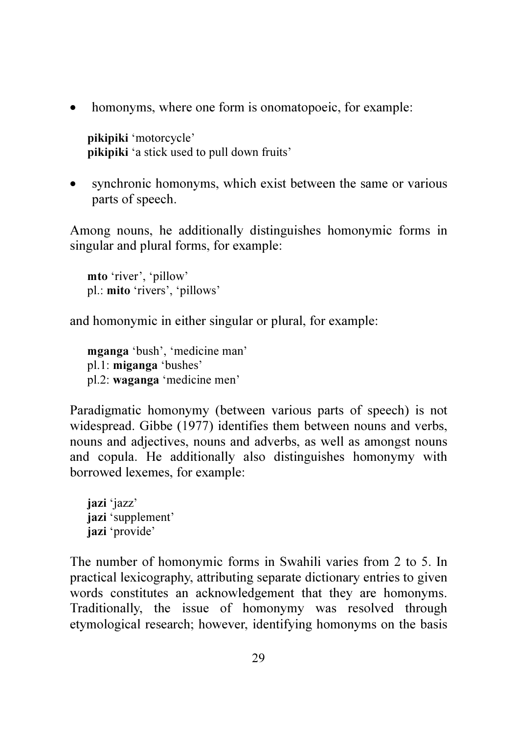- homonyms, where one form is onomatopoeic, for example:

  **pikipiki** 'motorcycle'
  **pikipiki** 'a stick used to pull down fruits'

- synchronic homonyms, which exist between the same or various parts of speech.

Among nouns, he additionally distinguishes homonymic forms in singular and plural forms, for example:

> **mto** 'river', 'pillow'
> pl.: **mito** 'rivers', 'pillows'

and homonymic in either singular or plural, for example:

> **mganga** 'bush', 'medicine man'
> pl.1: **miganga** 'bushes'
> pl.2: **waganga** 'medicine men'

Paradigmatic homonymy (between various parts of speech) is not widespread. Gibbe (1977) identifies them between nouns and verbs, nouns and adjectives, nouns and adverbs, as well as amongst nouns and copula. He additionally also distinguishes homonymy with borrowed lexemes, for example:

> **jazi** 'jazz'
> **jazi** 'supplement'
> **jazi** 'provide'

The number of homonymic forms in Swahili varies from 2 to 5. In practical lexicography, attributing separate dictionary entries to given words constitutes an acknowledgement that they are homonyms. Traditionally, the issue of homonymy was resolved through etymological research; however, identifying homonyms on the basis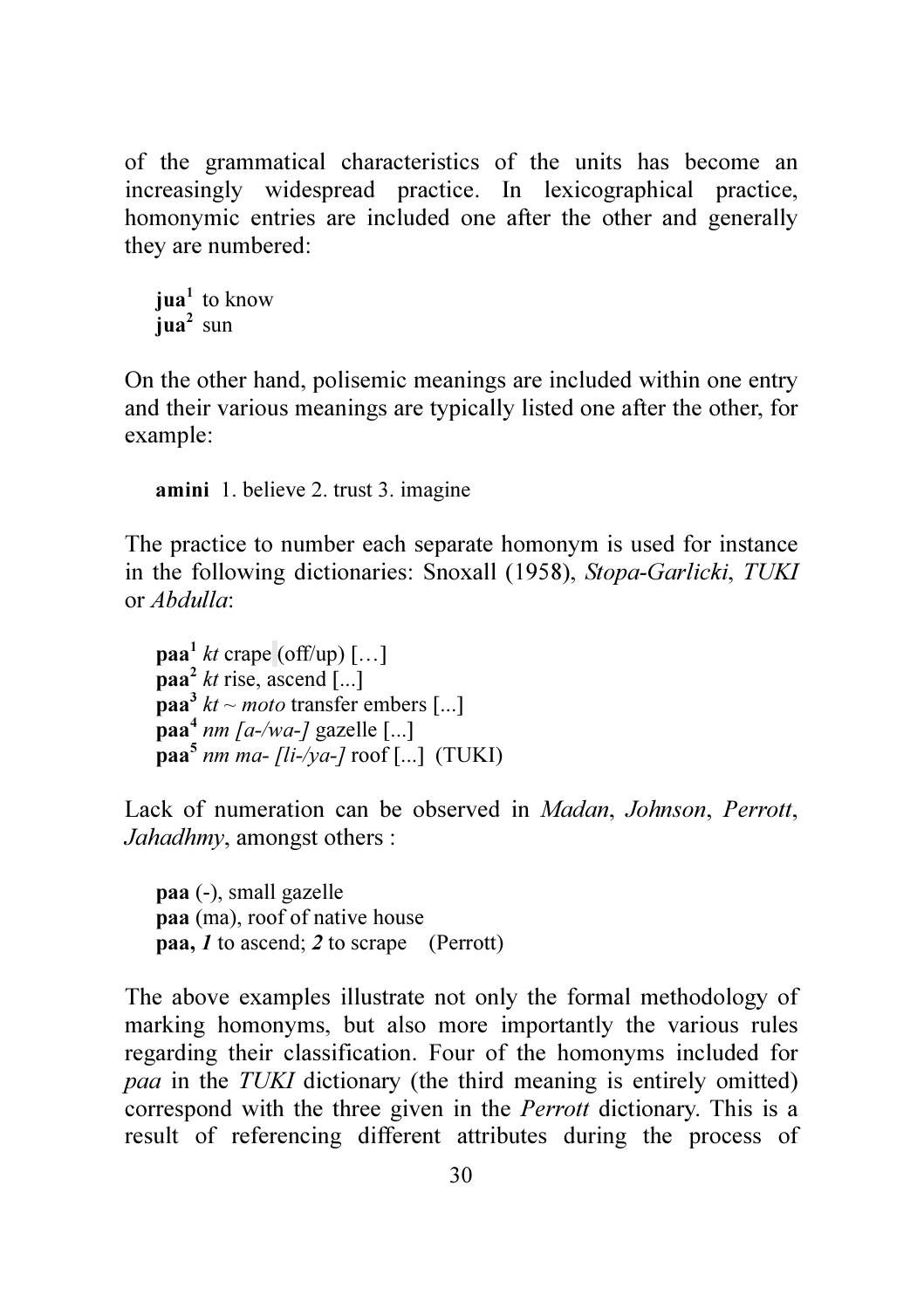of the grammatical characteristics of the units has become an increasingly widespread practice. In lexicographical practice, homonymic entries are included one after the other and generally they are numbered:

> **jua**[1] to know
> **jua**[2] sun

On the other hand, polisemic meanings are included within one entry and their various meanings are typically listed one after the other, for example:

> **amini** 1. believe 2. trust 3. imagine

The practice to number each separate homonym is used for instance in the following dictionaries: Snoxall (1958), *Stopa-Garlicki*, *TUKI* or *Abdulla*:

> **paa**[1] *kt* crape (off/up) […]
> **paa**[2] *kt* rise, ascend [...]
> **paa**[3] *kt* ~ *moto* transfer embers [...]
> **paa**[4] *nm [a-/wa-]* gazelle [...]
> **paa**[5] *nm ma- [li-/ya-]* roof [...] (TUKI)

Lack of numeration can be observed in *Madan*, *Johnson*, *Perrott*, *Jahadhmy*, amongst others :

> **paa** (-), small gazelle
> **paa** (ma), roof of native house
> **paa,** ***1*** to ascend; ***2*** to scrape (Perrott)

The above examples illustrate not only the formal methodology of marking homonyms, but also more importantly the various rules regarding their classification. Four of the homonyms included for *paa* in the *TUKI* dictionary (the third meaning is entirely omitted) correspond with the three given in the *Perrott* dictionary. This is a result of referencing different attributes during the process of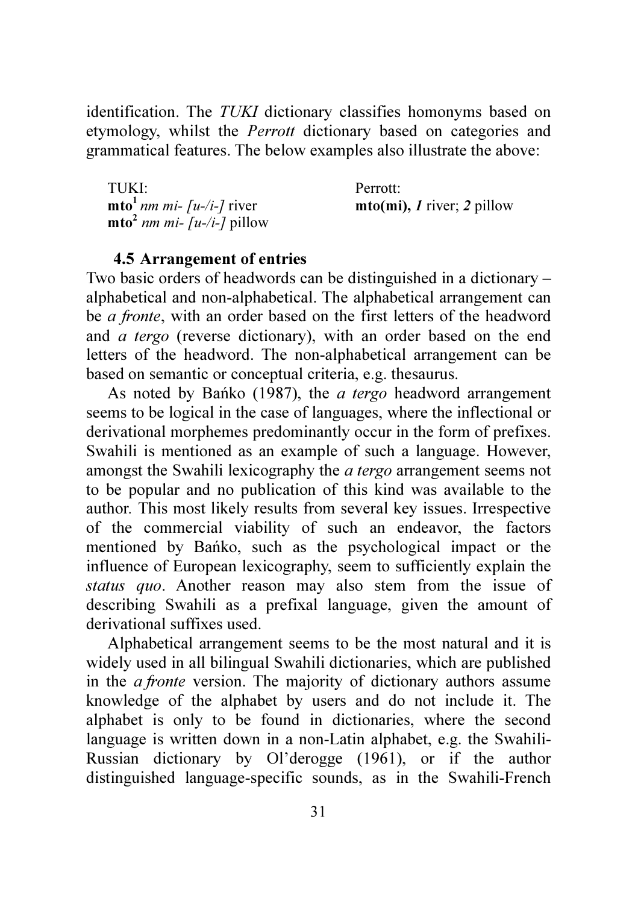identification. The *TUKI* dictionary classifies homonyms based on etymology, whilst the *Perrott* dictionary based on categories and grammatical features. The below examples also illustrate the above:

| TUKI: | Perrott: |
|---|---|
| **mto**[1] *nm mi- [u-/i-]* river | **mto(mi),** *1* river; *2* pillow |
| **mto**[2] *nm mi- [u-/i-]* pillow | |

### 4.5 Arrangement of entries

Two basic orders of headwords can be distinguished in a dictionary – alphabetical and non-alphabetical. The alphabetical arrangement can be *a fronte*, with an order based on the first letters of the headword and *a tergo* (reverse dictionary), with an order based on the end letters of the headword. The non-alphabetical arrangement can be based on semantic or conceptual criteria, e.g. thesaurus.

As noted by Bańko (1987), the *a tergo* headword arrangement seems to be logical in the case of languages, where the inflectional or derivational morphemes predominantly occur in the form of prefixes. Swahili is mentioned as an example of such a language. However, amongst the Swahili lexicography the *a tergo* arrangement seems not to be popular and no publication of this kind was available to the author. This most likely results from several key issues. Irrespective of the commercial viability of such an endeavor, the factors mentioned by Bańko, such as the psychological impact or the influence of European lexicography, seem to sufficiently explain the *status quo*. Another reason may also stem from the issue of describing Swahili as a prefixal language, given the amount of derivational suffixes used.

Alphabetical arrangement seems to be the most natural and it is widely used in all bilingual Swahili dictionaries, which are published in the *a fronte* version. The majority of dictionary authors assume knowledge of the alphabet by users and do not include it. The alphabet is only to be found in dictionaries, where the second language is written down in a non-Latin alphabet, e.g. the Swahili-Russian dictionary by Ol'derogge (1961), or if the author distinguished language-specific sounds, as in the Swahili-French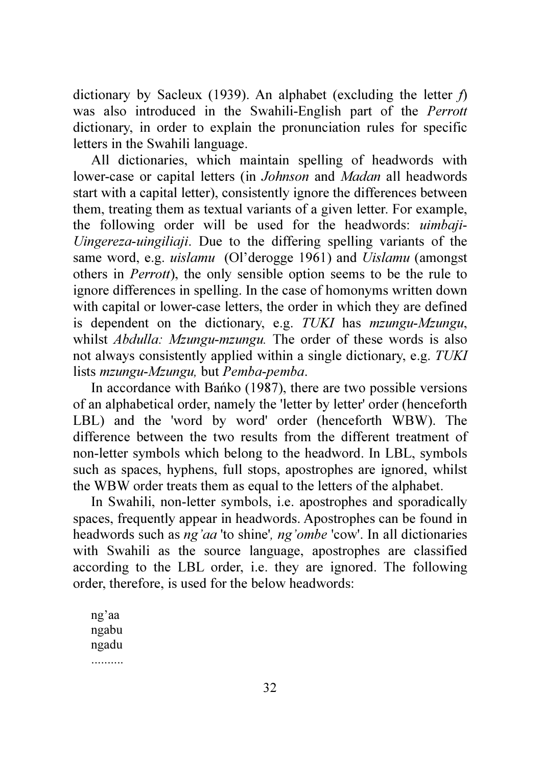dictionary by Sacleux (1939). An alphabet (excluding the letter *f*) was also introduced in the Swahili-English part of the *Perrott* dictionary, in order to explain the pronunciation rules for specific letters in the Swahili language.

All dictionaries, which maintain spelling of headwords with lower-case or capital letters (in *Johnson* and *Madan* all headwords start with a capital letter), consistently ignore the differences between them, treating them as textual variants of a given letter. For example, the following order will be used for the headwords: *uimbaji-Uingereza-uingiliaji*. Due to the differing spelling variants of the same word, e.g. *uislamu* (Ol'derogge 1961) and *Uislamu* (amongst others in *Perrott*), the only sensible option seems to be the rule to ignore differences in spelling. In the case of homonyms written down with capital or lower-case letters, the order in which they are defined is dependent on the dictionary, e.g. *TUKI* has *mzungu-Mzungu*, whilst *Abdulla: Mzungu-mzungu.* The order of these words is also not always consistently applied within a single dictionary, e.g. *TUKI* lists *mzungu-Mzungu,* but *Pemba-pemba*.

In accordance with Bańko (1987), there are two possible versions of an alphabetical order, namely the 'letter by letter' order (henceforth LBL) and the 'word by word' order (henceforth WBW). The difference between the two results from the different treatment of non-letter symbols which belong to the headword. In LBL, symbols such as spaces, hyphens, full stops, apostrophes are ignored, whilst the WBW order treats them as equal to the letters of the alphabet.

In Swahili, non-letter symbols, i.e. apostrophes and sporadically spaces, frequently appear in headwords. Apostrophes can be found in headwords such as *ng'aa* 'to shine'*, ng'ombe* 'cow'. In all dictionaries with Swahili as the source language, apostrophes are classified according to the LBL order, i.e. they are ignored. The following order, therefore, is used for the below headwords:

ng'aa  
ngabu  
ngadu  
..........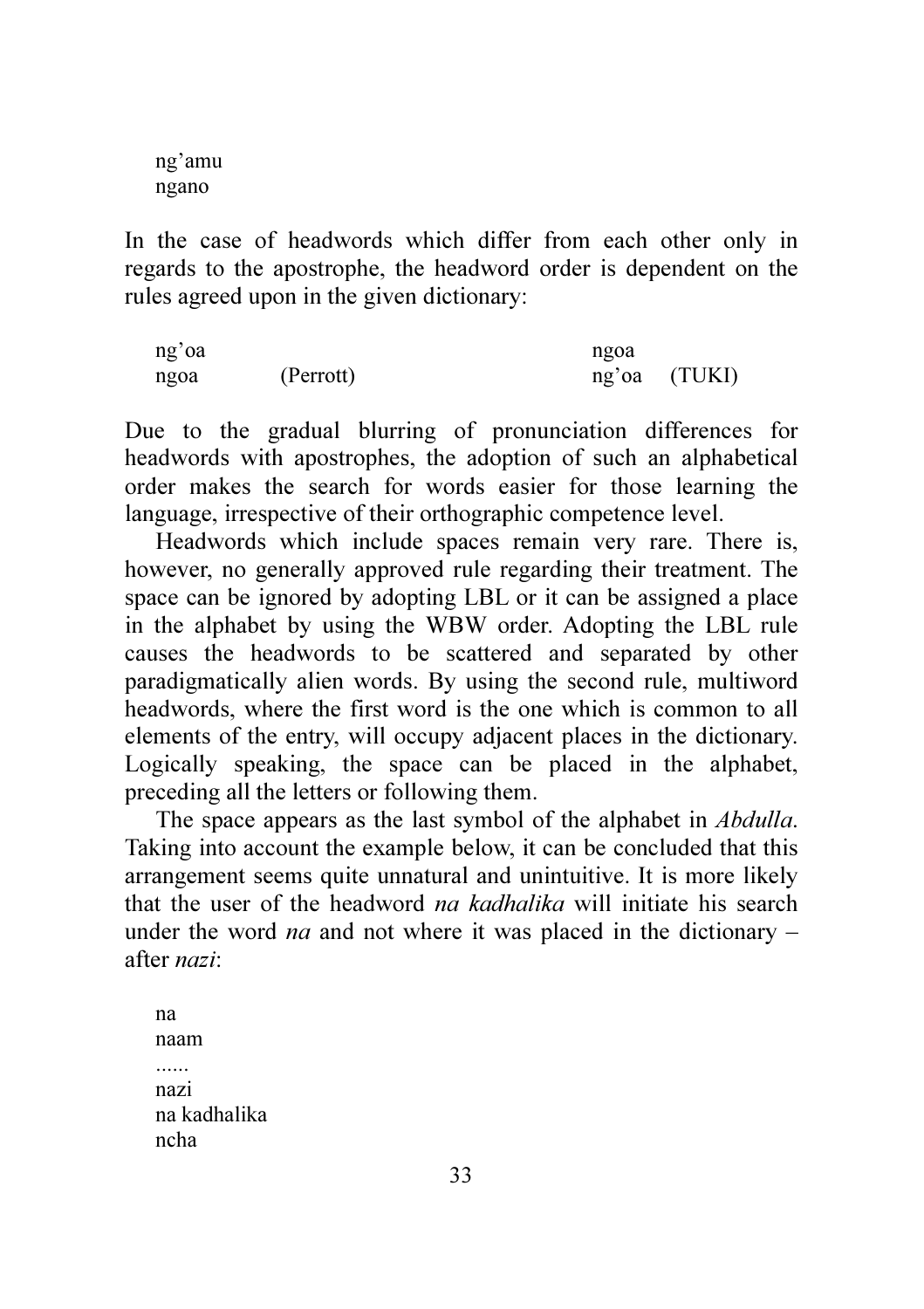ng'amu
ngano

In the case of headwords which differ from each other only in regards to the apostrophe, the headword order is dependent on the rules agreed upon in the given dictionary:

| | | | |
|---|---|---|---|
| ng'oa | | ngoa | |
| ngoa | (Perrott) | ng'oa | (TUKI) |

Due to the gradual blurring of pronunciation differences for headwords with apostrophes, the adoption of such an alphabetical order makes the search for words easier for those learning the language, irrespective of their orthographic competence level.

Headwords which include spaces remain very rare. There is, however, no generally approved rule regarding their treatment. The space can be ignored by adopting LBL or it can be assigned a place in the alphabet by using the WBW order. Adopting the LBL rule causes the headwords to be scattered and separated by other paradigmatically alien words. By using the second rule, multiword headwords, where the first word is the one which is common to all elements of the entry, will occupy adjacent places in the dictionary. Logically speaking, the space can be placed in the alphabet, preceding all the letters or following them.

The space appears as the last symbol of the alphabet in *Abdulla*. Taking into account the example below, it can be concluded that this arrangement seems quite unnatural and unintuitive. It is more likely that the user of the headword *na kadhalika* will initiate his search under the word *na* and not where it was placed in the dictionary – after *nazi*:

na
naam
......
nazi
na kadhalika
ncha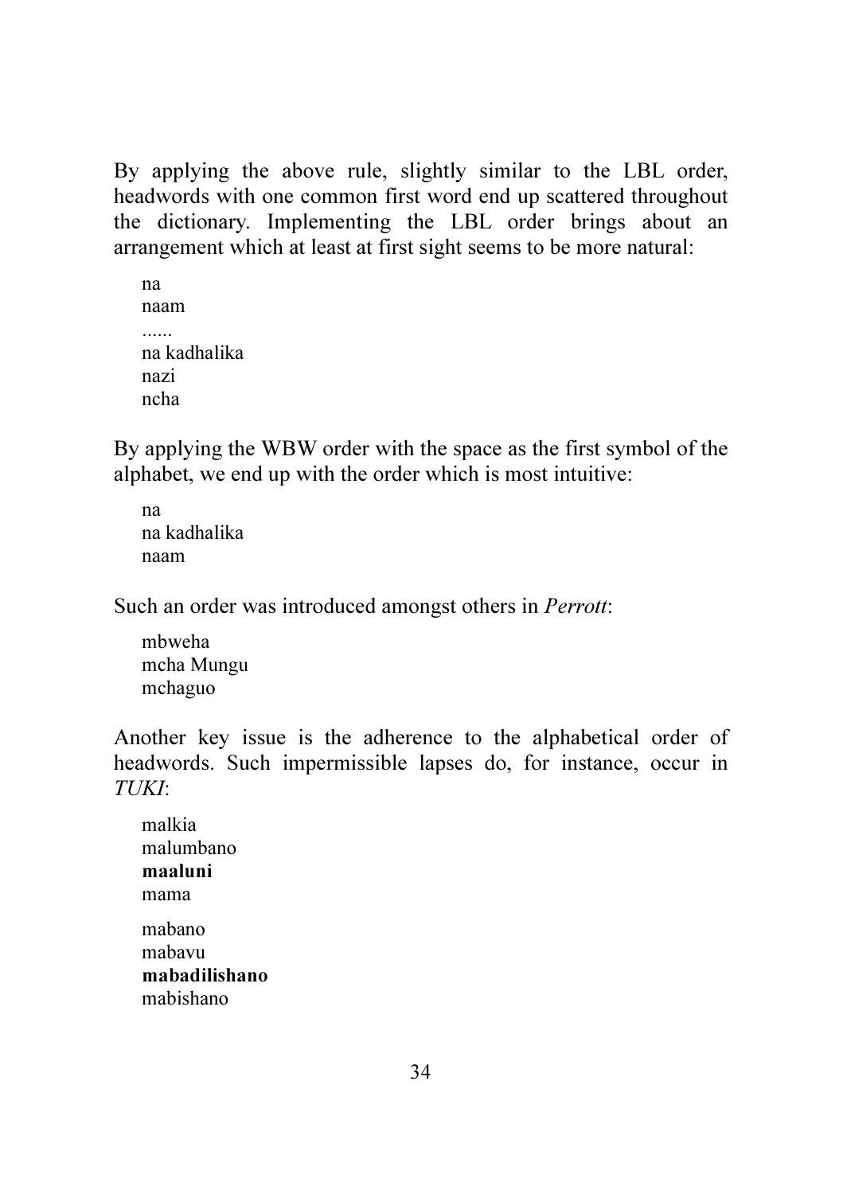By applying the above rule, slightly similar to the LBL order, headwords with one common first word end up scattered throughout the dictionary. Implementing the LBL order brings about an arrangement which at least at first sight seems to be more natural:

na  
naam  
......  
na kadhalika  
nazi  
ncha

By applying the WBW order with the space as the first symbol of the alphabet, we end up with the order which is most intuitive:

na  
na kadhalika  
naam

Such an order was introduced amongst others in *Perrott*:

mbweha  
mcha Mungu  
mchaguo

Another key issue is the adherence to the alphabetical order of headwords. Such impermissible lapses do, for instance, occur in *TUKI*:

malkia  
malumbano  
**maaluni**  
mama

mabano  
mabavu  
**mabadilishano**  
mabishano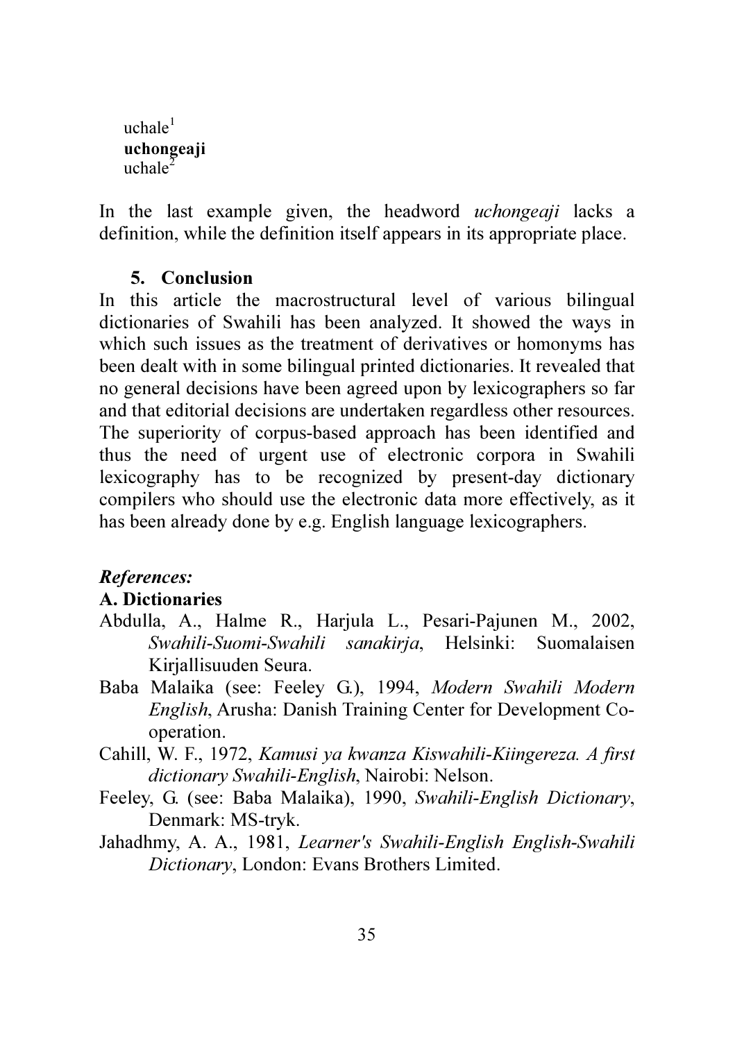uchale[1]
**uchongeaji**
uchale[2]

In the last example given, the headword *uchongeaji* lacks a definition, while the definition itself appears in its appropriate place.

## 5. Conclusion

In this article the macrostructural level of various bilingual dictionaries of Swahili has been analyzed. It showed the ways in which such issues as the treatment of derivatives or homonyms has been dealt with in some bilingual printed dictionaries. It revealed that no general decisions have been agreed upon by lexicographers so far and that editorial decisions are undertaken regardless other resources. The superiority of corpus-based approach has been identified and thus the need of urgent use of electronic corpora in Swahili lexicography has to be recognized by present-day dictionary compilers who should use the electronic data more effectively, as it has been already done by e.g. English language lexicographers.

***References:***

**A. Dictionaries**

Abdulla, A., Halme R., Harjula L., Pesari-Pajunen M., 2002, *Swahili-Suomi-Swahili sanakirja*, Helsinki: Suomalaisen Kirjallisuuden Seura.

Baba Malaika (see: Feeley G.), 1994, *Modern Swahili Modern English*, Arusha: Danish Training Center for Development Co-operation.

Cahill, W. F., 1972, *Kamusi ya kwanza Kiswahili-Kiingereza. A first dictionary Swahili-English*, Nairobi: Nelson.

Feeley, G. (see: Baba Malaika), 1990, *Swahili-English Dictionary*, Denmark: MS-tryk.

Jahadhmy, A. A., 1981, *Learner's Swahili-English English-Swahili Dictionary*, London: Evans Brothers Limited.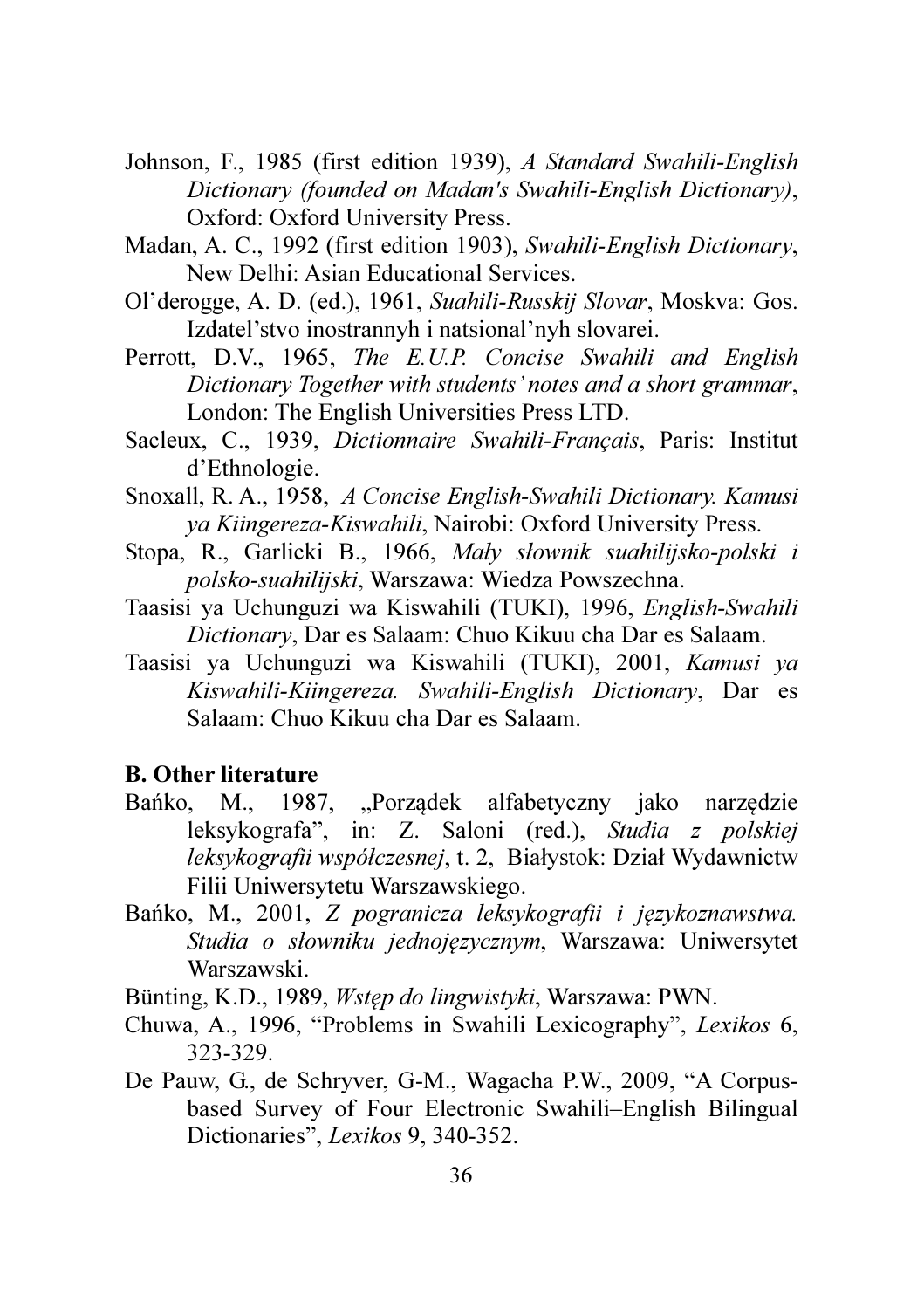Johnson, F., 1985 (first edition 1939), *A Standard Swahili-English Dictionary (founded on Madan's Swahili-English Dictionary)*, Oxford: Oxford University Press.

Madan, A. C., 1992 (first edition 1903), *Swahili-English Dictionary*, New Delhi: Asian Educational Services.

Ol'derogge, A. D. (ed.), 1961, *Suahili-Russkij Slovar*, Moskva: Gos. Izdatel'stvo inostrannyh i natsional'nyh slovarei.

Perrott, D.V., 1965, *The E.U.P. Concise Swahili and English Dictionary Together with students' notes and a short grammar*, London: The English Universities Press LTD.

Sacleux, C., 1939, *Dictionnaire Swahili-Français*, Paris: Institut d'Ethnologie.

Snoxall, R. A., 1958, *A Concise English-Swahili Dictionary. Kamusi ya Kiingereza-Kiswahili*, Nairobi: Oxford University Press.

Stopa, R., Garlicki B., 1966, *Mały słownik suahilijsko-polski i polsko-suahilijski*, Warszawa: Wiedza Powszechna.

Taasisi ya Uchunguzi wa Kiswahili (TUKI), 1996, *English-Swahili Dictionary*, Dar es Salaam: Chuo Kikuu cha Dar es Salaam.

Taasisi ya Uchunguzi wa Kiswahili (TUKI), 2001, *Kamusi ya Kiswahili-Kiingereza. Swahili-English Dictionary*, Dar es Salaam: Chuo Kikuu cha Dar es Salaam.

## B. Other literature

Bańko, M., 1987, „Porządek alfabetyczny jako narzędzie leksykografa", in: Z. Saloni (red.), *Studia z polskiej leksykografii współczesnej*, t. 2, Białystok: Dział Wydawnictw Filii Uniwersytetu Warszawskiego.

Bańko, M., 2001, *Z pogranicza leksykografii i językoznawstwa. Studia o słowniku jednojęzycznym*, Warszawa: Uniwersytet Warszawski.

Bünting, K.D., 1989, *Wstęp do lingwistyki*, Warszawa: PWN.

Chuwa, A., 1996, "Problems in Swahili Lexicography", *Lexikos* 6, 323-329.

De Pauw, G., de Schryver, G-M., Wagacha P.W., 2009, "A Corpus-based Survey of Four Electronic Swahili–English Bilingual Dictionaries", *Lexikos* 9, 340-352.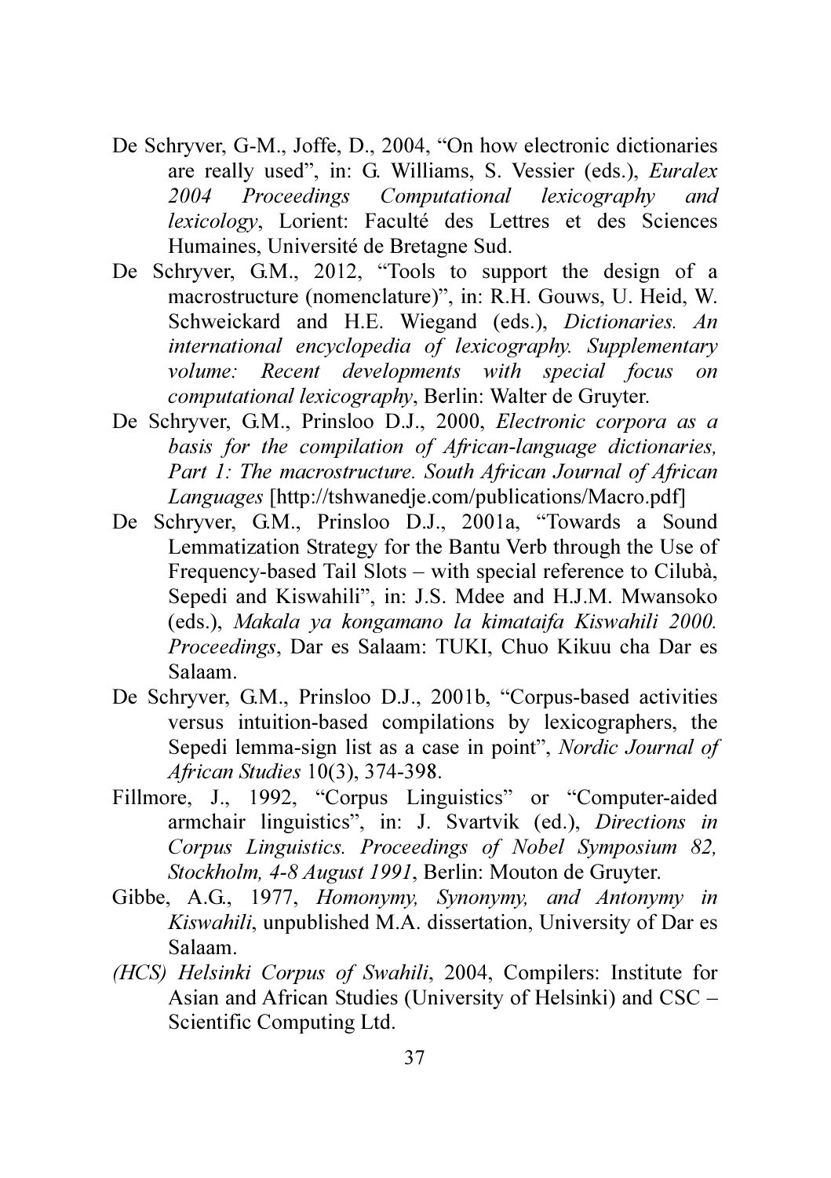De Schryver, G-M., Joffe, D., 2004, "On how electronic dictionaries are really used", in: G. Williams, S. Vessier (eds.), *Euralex 2004 Proceedings Computational lexicography and lexicology*, Lorient: Faculté des Lettres et des Sciences Humaines, Université de Bretagne Sud.

De Schryver, G.M., 2012, "Tools to support the design of a macrostructure (nomenclature)", in: R.H. Gouws, U. Heid, W. Schweickard and H.E. Wiegand (eds.), *Dictionaries. An international encyclopedia of lexicography. Supplementary volume: Recent developments with special focus on computational lexicography*, Berlin: Walter de Gruyter.

De Schryver, G.M., Prinsloo D.J., 2000, *Electronic corpora as a basis for the compilation of African-language dictionaries, Part 1: The macrostructure. South African Journal of African Languages* [http://tshwanedje.com/publications/Macro.pdf]

De Schryver, G.M., Prinsloo D.J., 2001a, "Towards a Sound Lemmatization Strategy for the Bantu Verb through the Use of Frequency-based Tail Slots – with special reference to Cilubà, Sepedi and Kiswahili", in: J.S. Mdee and H.J.M. Mwansoko (eds.), *Makala ya kongamano la kimataifa Kiswahili 2000. Proceedings*, Dar es Salaam: TUKI, Chuo Kikuu cha Dar es Salaam.

De Schryver, G.M., Prinsloo D.J., 2001b, "Corpus-based activities versus intuition-based compilations by lexicographers, the Sepedi lemma-sign list as a case in point", *Nordic Journal of African Studies* 10(3), 374-398.

Fillmore, J., 1992, "Corpus Linguistics" or "Computer-aided armchair linguistics", in: J. Svartvik (ed.), *Directions in Corpus Linguistics. Proceedings of Nobel Symposium 82, Stockholm, 4-8 August 1991*, Berlin: Mouton de Gruyter.

Gibbe, A.G., 1977, *Homonymy, Synonymy, and Antonymy in Kiswahili*, unpublished M.A. dissertation, University of Dar es Salaam.

*(HCS) Helsinki Corpus of Swahili*, 2004, Compilers: Institute for Asian and African Studies (University of Helsinki) and CSC – Scientific Computing Ltd.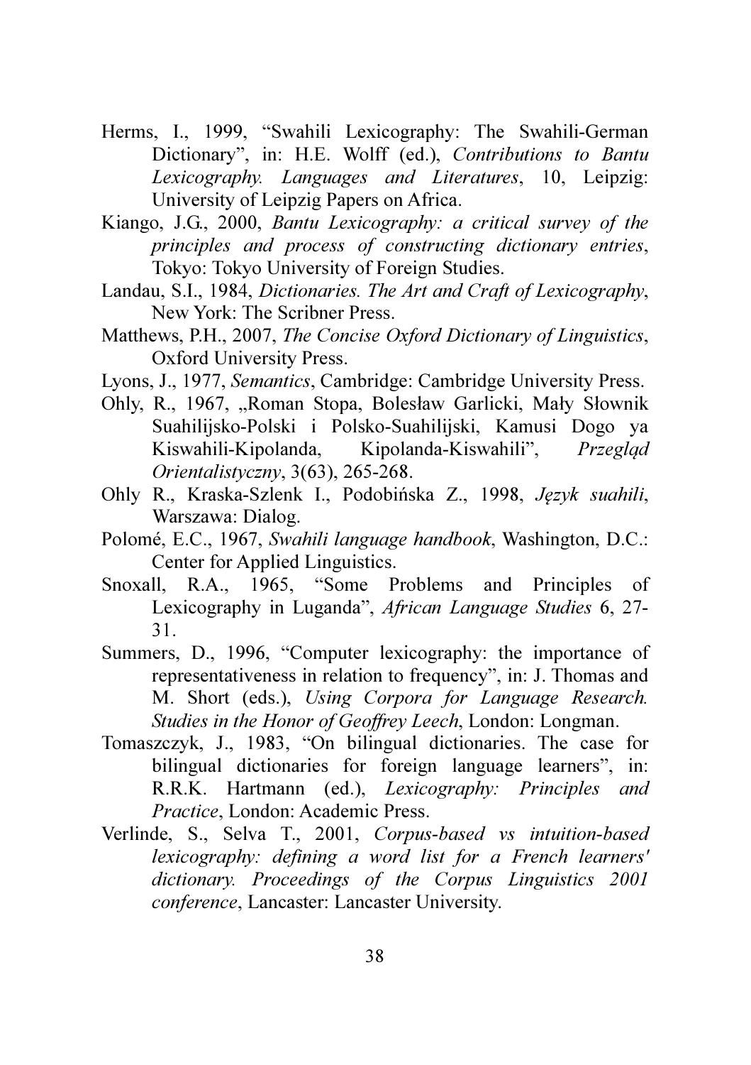Herms, I., 1999, "Swahili Lexicography: The Swahili-German Dictionary", in: H.E. Wolff (ed.), *Contributions to Bantu Lexicography. Languages and Literatures*, 10, Leipzig: University of Leipzig Papers on Africa.

Kiango, J.G., 2000, *Bantu Lexicography: a critical survey of the principles and process of constructing dictionary entries*, Tokyo: Tokyo University of Foreign Studies.

Landau, S.I., 1984, *Dictionaries. The Art and Craft of Lexicography*, New York: The Scribner Press.

Matthews, P.H., 2007, *The Concise Oxford Dictionary of Linguistics*, Oxford University Press.

Lyons, J., 1977, *Semantics*, Cambridge: Cambridge University Press.

Ohly, R., 1967, „Roman Stopa, Bolesław Garlicki, Mały Słownik Suahilijsko-Polski i Polsko-Suahilijski, Kamusi Dogo ya Kiswahili-Kipolanda, Kipolanda-Kiswahili", *Przegląd Orientalistyczny*, 3(63), 265-268.

Ohly R., Kraska-Szlenk I., Podobińska Z., 1998, *Język suahili*, Warszawa: Dialog.

Polomé, E.C., 1967, *Swahili language handbook*, Washington, D.C.: Center for Applied Linguistics.

Snoxall, R.A., 1965, "Some Problems and Principles of Lexicography in Luganda", *African Language Studies* 6, 27-31.

Summers, D., 1996, "Computer lexicography: the importance of representativeness in relation to frequency", in: J. Thomas and M. Short (eds.), *Using Corpora for Language Research. Studies in the Honor of Geoffrey Leech*, London: Longman.

Tomaszczyk, J., 1983, "On bilingual dictionaries. The case for bilingual dictionaries for foreign language learners", in: R.R.K. Hartmann (ed.), *Lexicography: Principles and Practice*, London: Academic Press.

Verlinde, S., Selva T., 2001, *Corpus-based vs intuition-based lexicography: defining a word list for a French learners' dictionary. Proceedings of the Corpus Linguistics 2001 conference*, Lancaster: Lancaster University.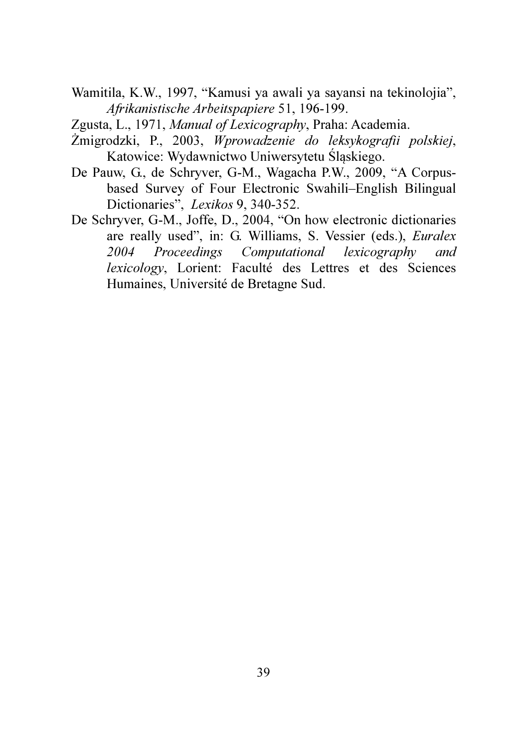Wamitila, K.W., 1997, "Kamusi ya awali ya sayansi na tekinolojia", *Afrikanistische Arbeitspapiere* 51, 196-199.

Zgusta, L., 1971, *Manual of Lexicography*, Praha: Academia.

Żmigrodzki, P., 2003, *Wprowadzenie do leksykografii polskiej*, Katowice: Wydawnictwo Uniwersytetu Śląskiego.

De Pauw, G., de Schryver, G-M., Wagacha P.W., 2009, "A Corpus-based Survey of Four Electronic Swahili–English Bilingual Dictionaries", *Lexikos* 9, 340-352.

De Schryver, G-M., Joffe, D., 2004, "On how electronic dictionaries are really used", in: G. Williams, S. Vessier (eds.), *Euralex 2004 Proceedings Computational lexicography and lexicology*, Lorient: Faculté des Lettres et des Sciences Humaines, Université de Bretagne Sud.